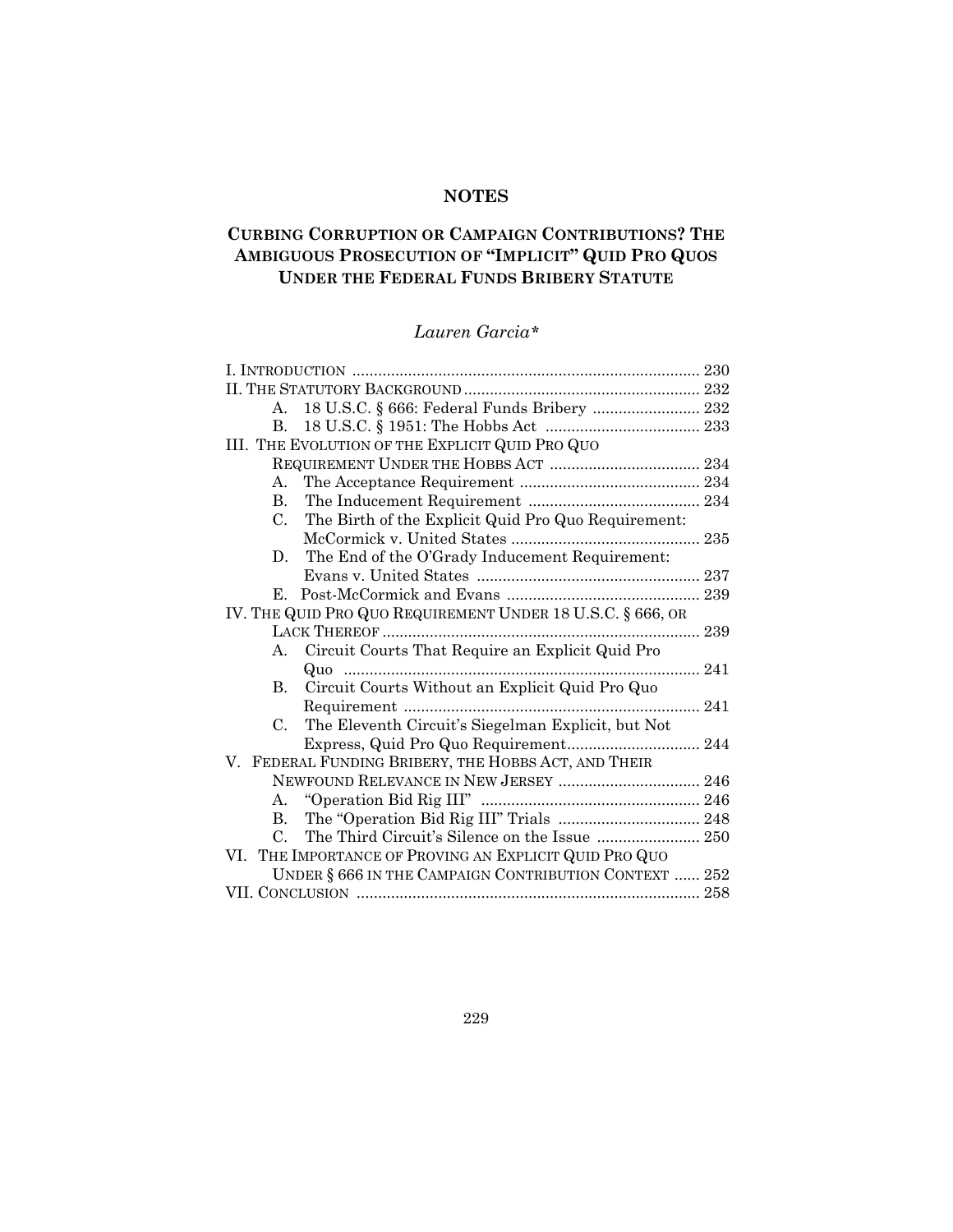# NOTES

## CURBING CORRUPTION OR CAMPAIGN CONTRIBUTIONS? THE AMBIGUOUS PROSECUTION OF "IMPLICIT" QUID PRO QUOS UNDER THE FEDERAL FUNDS BRIBERY STATUTE

*Lauren Garcia\**

I. INTRODUCTION ..... 230
II. THE STATUTORY BACKGROUND ..... 232
  A. 18 U.S.C. § 666: Federal Funds Bribery ..... 232
  B. 18 U.S.C. § 1951: The Hobbs Act ..... 233
III. THE EVOLUTION OF THE EXPLICIT QUID PRO QUO REQUIREMENT UNDER THE HOBBS ACT ..... 234
  A. The Acceptance Requirement ..... 234
  B. The Inducement Requirement ..... 234
  C. The Birth of the Explicit Quid Pro Quo Requirement: McCormick v. United States ..... 235
  D. The End of the O'Grady Inducement Requirement: Evans v. United States ..... 237
  E. Post-McCormick and Evans ..... 239
IV. THE QUID PRO QUO REQUIREMENT UNDER 18 U.S.C. § 666, OR LACK THEREOF ..... 239
  A. Circuit Courts That Require an Explicit Quid Pro Quo ..... 241
  B. Circuit Courts Without an Explicit Quid Pro Quo Requirement ..... 241
  C. The Eleventh Circuit's Siegelman Explicit, but Not Express, Quid Pro Quo Requirement ..... 244
V. FEDERAL FUNDING BRIBERY, THE HOBBS ACT, AND THEIR NEWFOUND RELEVANCE IN NEW JERSEY ..... 246
  A. "Operation Bid Rig III" ..... 246
  B. The "Operation Bid Rig III" Trials ..... 248
  C. The Third Circuit's Silence on the Issue ..... 250
VI. THE IMPORTANCE OF PROVING AN EXPLICIT QUID PRO QUO UNDER § 666 IN THE CAMPAIGN CONTRIBUTION CONTEXT ..... 252
VII. CONCLUSION ..... 258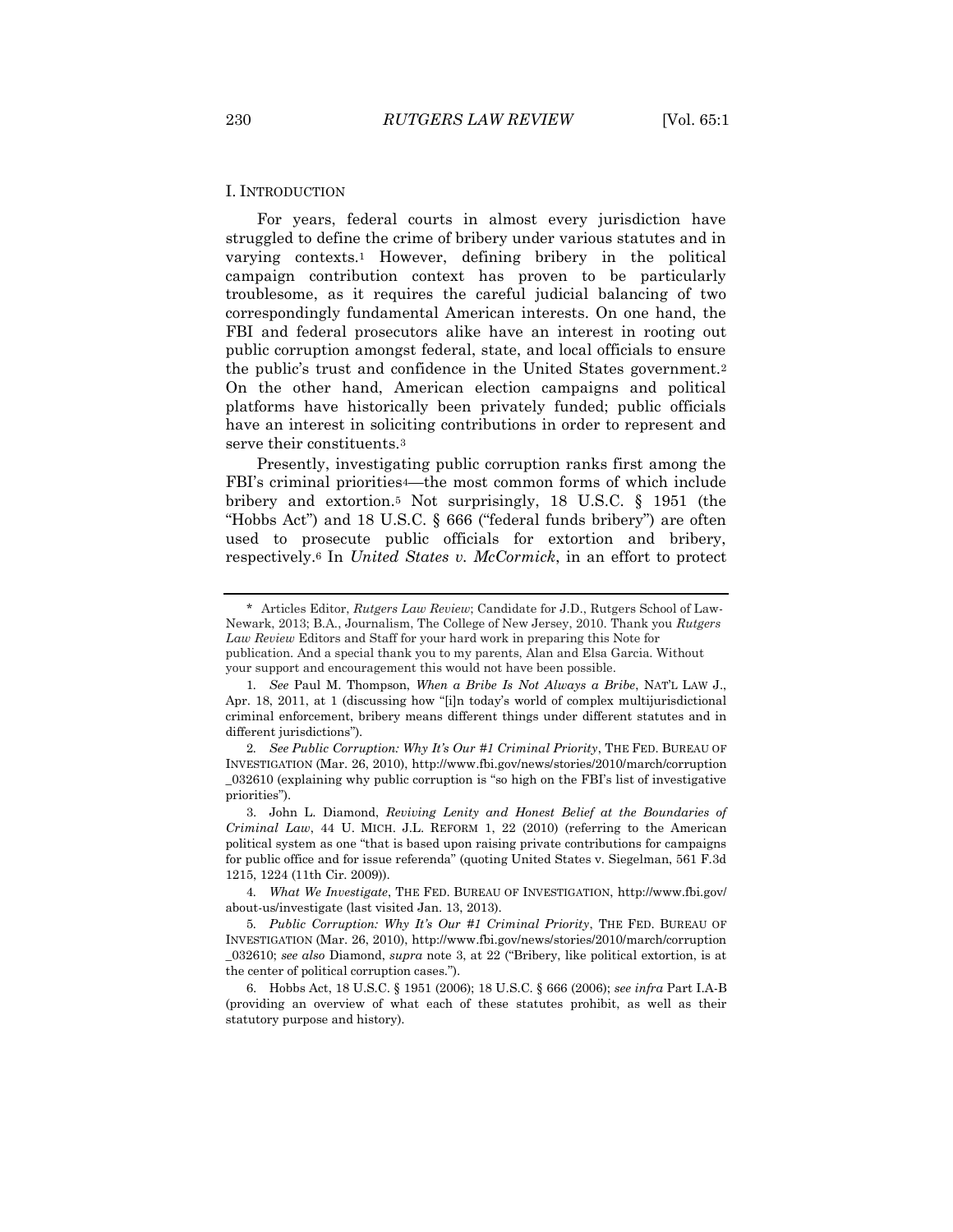## I. INTRODUCTION

For years, federal courts in almost every jurisdiction have struggled to define the crime of bribery under various statutes and in varying contexts.[1] However, defining bribery in the political campaign contribution context has proven to be particularly troublesome, as it requires the careful judicial balancing of two correspondingly fundamental American interests. On one hand, the FBI and federal prosecutors alike have an interest in rooting out public corruption amongst federal, state, and local officials to ensure the public's trust and confidence in the United States government.[2] On the other hand, American election campaigns and political platforms have historically been privately funded; public officials have an interest in soliciting contributions in order to represent and serve their constituents.[3]

Presently, investigating public corruption ranks first among the FBI's criminal priorities[4]—the most common forms of which include bribery and extortion.[5] Not surprisingly, 18 U.S.C. § 1951 (the "Hobbs Act") and 18 U.S.C. § 666 ("federal funds bribery") are often used to prosecute public officials for extortion and bribery, respectively.[6] In *United States v. McCormick*, in an effort to protect

---

\* Articles Editor, *Rutgers Law Review*; Candidate for J.D., Rutgers School of Law-Newark, 2013; B.A., Journalism, The College of New Jersey, 2010. Thank you *Rutgers Law Review* Editors and Staff for your hard work in preparing this Note for publication. And a special thank you to my parents, Alan and Elsa Garcia. Without your support and encouragement this would not have been possible.

1. *See* Paul M. Thompson, *When a Bribe Is Not Always a Bribe*, NAT'L LAW J., Apr. 18, 2011, at 1 (discussing how "[i]n today's world of complex multijurisdictional criminal enforcement, bribery means different things under different statutes and in different jurisdictions").

2. *See Public Corruption: Why It's Our #1 Criminal Priority*, THE FED. BUREAU OF INVESTIGATION (Mar. 26, 2010), http://www.fbi.gov/news/stories/2010/march/corruption_032610 (explaining why public corruption is "so high on the FBI's list of investigative priorities").

3. John L. Diamond, *Reviving Lenity and Honest Belief at the Boundaries of Criminal Law*, 44 U. MICH. J.L. REFORM 1, 22 (2010) (referring to the American political system as one "that is based upon raising private contributions for campaigns for public office and for issue referenda" (quoting United States v. Siegelman, 561 F.3d 1215, 1224 (11th Cir. 2009)).

4. *What We Investigate*, THE FED. BUREAU OF INVESTIGATION, http://www.fbi.gov/about-us/investigate (last visited Jan. 13, 2013).

5. *Public Corruption: Why It's Our #1 Criminal Priority*, THE FED. BUREAU OF INVESTIGATION (Mar. 26, 2010), http://www.fbi.gov/news/stories/2010/march/corruption_032610; *see also* Diamond, *supra* note 3, at 22 ("Bribery, like political extortion, is at the center of political corruption cases.").

6. Hobbs Act, 18 U.S.C. § 1951 (2006); 18 U.S.C. § 666 (2006); *see infra* Part I.A-B (providing an overview of what each of these statutes prohibit, as well as their statutory purpose and history).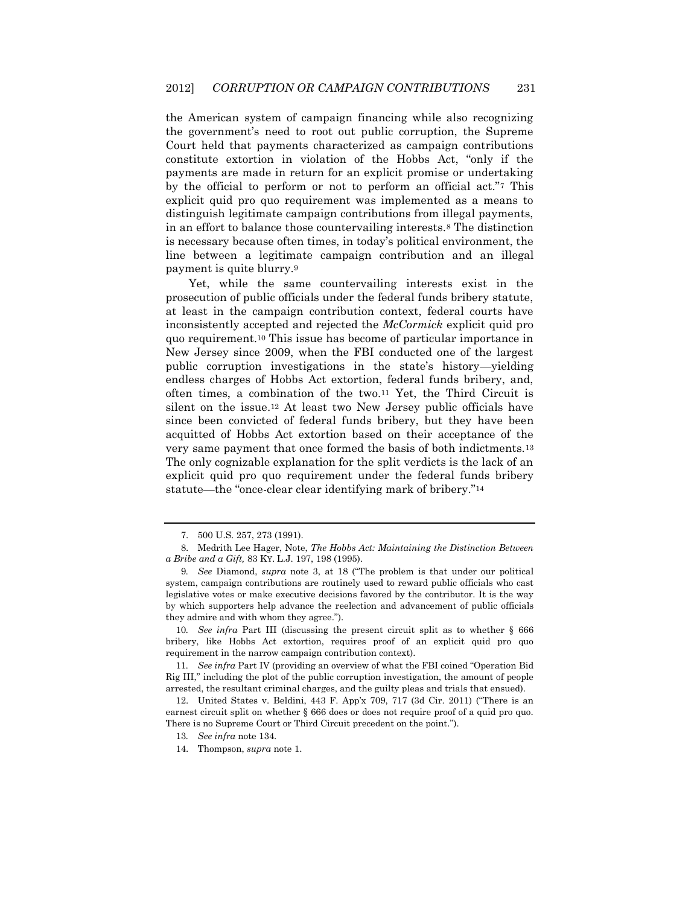the American system of campaign financing while also recognizing the government's need to root out public corruption, the Supreme Court held that payments characterized as campaign contributions constitute extortion in violation of the Hobbs Act, "only if the payments are made in return for an explicit promise or undertaking by the official to perform or not to perform an official act."[7] This explicit quid pro quo requirement was implemented as a means to distinguish legitimate campaign contributions from illegal payments, in an effort to balance those countervailing interests.[8] The distinction is necessary because often times, in today's political environment, the line between a legitimate campaign contribution and an illegal payment is quite blurry.[9]

Yet, while the same countervailing interests exist in the prosecution of public officials under the federal funds bribery statute, at least in the campaign contribution context, federal courts have inconsistently accepted and rejected the *McCormick* explicit quid pro quo requirement.[10] This issue has become of particular importance in New Jersey since 2009, when the FBI conducted one of the largest public corruption investigations in the state's history—yielding endless charges of Hobbs Act extortion, federal funds bribery, and, often times, a combination of the two.[11] Yet, the Third Circuit is silent on the issue.[12] At least two New Jersey public officials have since been convicted of federal funds bribery, but they have been acquitted of Hobbs Act extortion based on their acceptance of the very same payment that once formed the basis of both indictments.[13] The only cognizable explanation for the split verdicts is the lack of an explicit quid pro quo requirement under the federal funds bribery statute—the "once-clear clear identifying mark of bribery."[14]

---

7. 500 U.S. 257, 273 (1991).

8. Medrith Lee Hager, Note, *The Hobbs Act: Maintaining the Distinction Between a Bribe and a Gift,* 83 KY. L.J. 197, 198 (1995).

9. *See* Diamond, *supra* note 3, at 18 ("The problem is that under our political system, campaign contributions are routinely used to reward public officials who cast legislative votes or make executive decisions favored by the contributor. It is the way by which supporters help advance the reelection and advancement of public officials they admire and with whom they agree.").

10. *See infra* Part III (discussing the present circuit split as to whether § 666 bribery, like Hobbs Act extortion, requires proof of an explicit quid pro quo requirement in the narrow campaign contribution context).

11. *See infra* Part IV (providing an overview of what the FBI coined "Operation Bid Rig III," including the plot of the public corruption investigation, the amount of people arrested, the resultant criminal charges, and the guilty pleas and trials that ensued).

12. United States v. Beldini, 443 F. App'x 709, 717 (3d Cir. 2011) ("There is an earnest circuit split on whether § 666 does or does not require proof of a quid pro quo. There is no Supreme Court or Third Circuit precedent on the point.").

13. *See infra* note 134.

14. Thompson, *supra* note 1.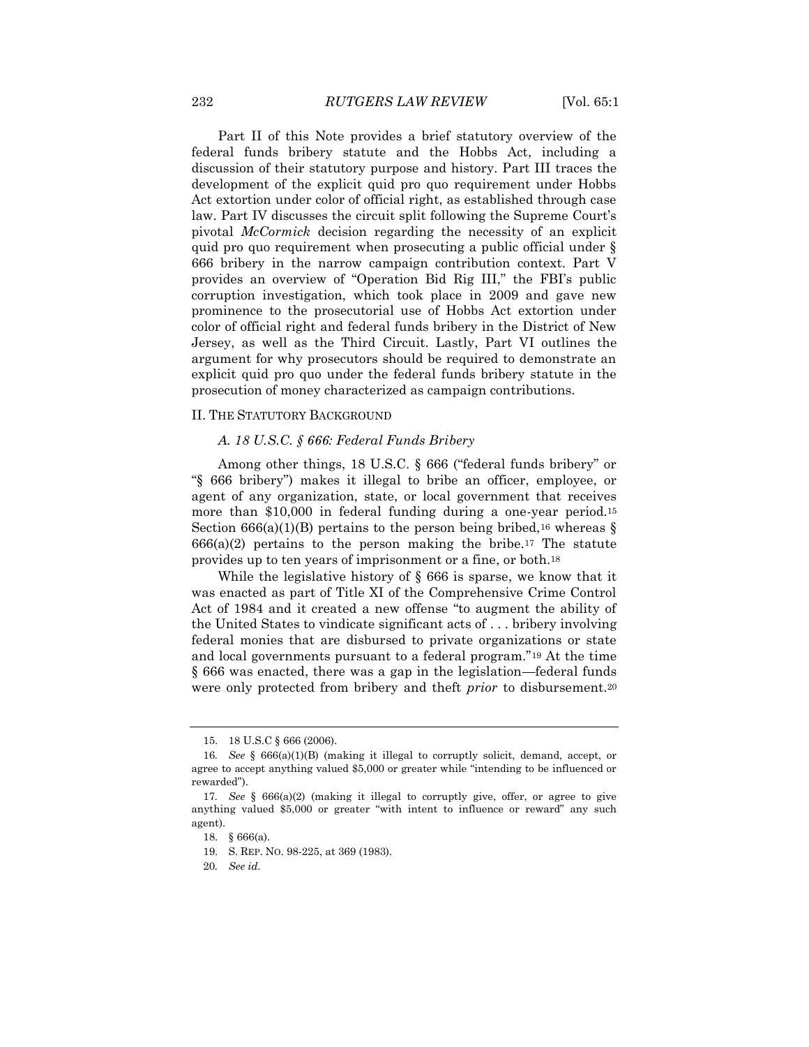Part II of this Note provides a brief statutory overview of the federal funds bribery statute and the Hobbs Act, including a discussion of their statutory purpose and history. Part III traces the development of the explicit quid pro quo requirement under Hobbs Act extortion under color of official right, as established through case law. Part IV discusses the circuit split following the Supreme Court's pivotal *McCormick* decision regarding the necessity of an explicit quid pro quo requirement when prosecuting a public official under § 666 bribery in the narrow campaign contribution context. Part V provides an overview of "Operation Bid Rig III," the FBI's public corruption investigation, which took place in 2009 and gave new prominence to the prosecutorial use of Hobbs Act extortion under color of official right and federal funds bribery in the District of New Jersey, as well as the Third Circuit. Lastly, Part VI outlines the argument for why prosecutors should be required to demonstrate an explicit quid pro quo under the federal funds bribery statute in the prosecution of money characterized as campaign contributions.

## II. THE STATUTORY BACKGROUND

### *A. 18 U.S.C. § 666: Federal Funds Bribery*

Among other things, 18 U.S.C. § 666 ("federal funds bribery" or "§ 666 bribery") makes it illegal to bribe an officer, employee, or agent of any organization, state, or local government that receives more than $10,000 in federal funding during a one-year period.[15] Section 666(a)(1)(B) pertains to the person being bribed,[16] whereas § 666(a)(2) pertains to the person making the bribe.[17] The statute provides up to ten years of imprisonment or a fine, or both.[18]

While the legislative history of § 666 is sparse, we know that it was enacted as part of Title XI of the Comprehensive Crime Control Act of 1984 and it created a new offense "to augment the ability of the United States to vindicate significant acts of . . . bribery involving federal monies that are disbursed to private organizations or state and local governments pursuant to a federal program."[19] At the time § 666 was enacted, there was a gap in the legislation—federal funds were only protected from bribery and theft *prior* to disbursement.[20]

---

15. 18 U.S.C § 666 (2006).

16. *See* § 666(a)(1)(B) (making it illegal to corruptly solicit, demand, accept, or agree to accept anything valued $5,000 or greater while "intending to be influenced or rewarded").

17. *See* § 666(a)(2) (making it illegal to corruptly give, offer, or agree to give anything valued $5,000 or greater "with intent to influence or reward" any such agent).

18. § 666(a).

19. S. REP. NO. 98-225, at 369 (1983).

20. *See id.*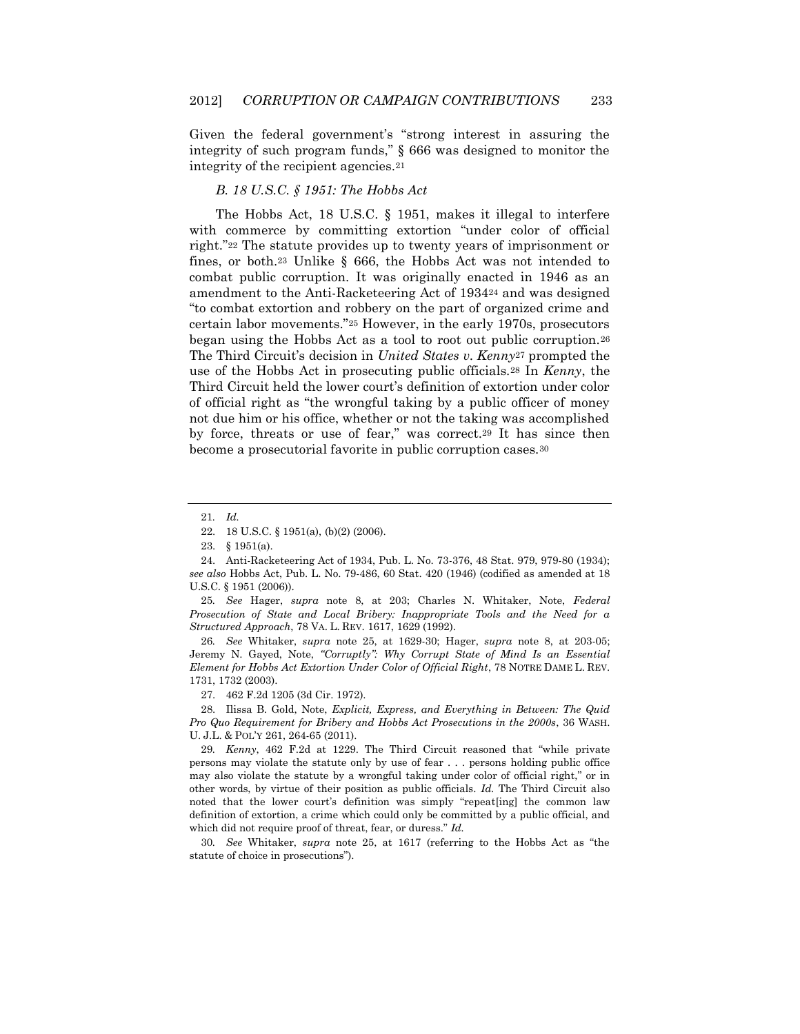Given the federal government's "strong interest in assuring the integrity of such program funds," § 666 was designed to monitor the integrity of the recipient agencies.[21]

### *B. 18 U.S.C. § 1951: The Hobbs Act*

The Hobbs Act, 18 U.S.C. § 1951, makes it illegal to interfere with commerce by committing extortion "under color of official right."[22] The statute provides up to twenty years of imprisonment or fines, or both.[23] Unlike § 666, the Hobbs Act was not intended to combat public corruption. It was originally enacted in 1946 as an amendment to the Anti-Racketeering Act of 1934[24] and was designed "to combat extortion and robbery on the part of organized crime and certain labor movements."[25] However, in the early 1970s, prosecutors began using the Hobbs Act as a tool to root out public corruption.[26] The Third Circuit's decision in *United States v. Kenny*[27] prompted the use of the Hobbs Act in prosecuting public officials.[28] In *Kenny*, the Third Circuit held the lower court's definition of extortion under color of official right as "the wrongful taking by a public officer of money not due him or his office, whether or not the taking was accomplished by force, threats or use of fear," was correct.[29] It has since then become a prosecutorial favorite in public corruption cases.[30]

---

21. *Id.*

22. 18 U.S.C. § 1951(a), (b)(2) (2006).

23. § 1951(a).

24. Anti-Racketeering Act of 1934, Pub. L. No. 73-376, 48 Stat. 979, 979-80 (1934); *see also* Hobbs Act, Pub. L. No. 79-486, 60 Stat. 420 (1946) (codified as amended at 18 U.S.C. § 1951 (2006)).

25. *See* Hager, *supra* note 8, at 203; Charles N. Whitaker, Note, *Federal Prosecution of State and Local Bribery: Inappropriate Tools and the Need for a Structured Approach*, 78 VA. L. REV. 1617, 1629 (1992).

26. *See* Whitaker, *supra* note 25, at 1629-30; Hager, *supra* note 8, at 203-05; Jeremy N. Gayed, Note, *"Corruptly": Why Corrupt State of Mind Is an Essential Element for Hobbs Act Extortion Under Color of Official Right*, 78 NOTRE DAME L. REV. 1731, 1732 (2003).

27. 462 F.2d 1205 (3d Cir. 1972).

28. Ilissa B. Gold, Note, *Explicit, Express, and Everything in Between: The Quid Pro Quo Requirement for Bribery and Hobbs Act Prosecutions in the 2000s*, 36 WASH. U. J.L. & POL'Y 261, 264-65 (2011).

29. *Kenny*, 462 F.2d at 1229. The Third Circuit reasoned that "while private persons may violate the statute only by use of fear . . . persons holding public office may also violate the statute by a wrongful taking under color of official right," or in other words, by virtue of their position as public officials. *Id.* The Third Circuit also noted that the lower court's definition was simply "repeat[ing] the common law definition of extortion, a crime which could only be committed by a public official, and which did not require proof of threat, fear, or duress." *Id.*

30. *See* Whitaker, *supra* note 25, at 1617 (referring to the Hobbs Act as "the statute of choice in prosecutions").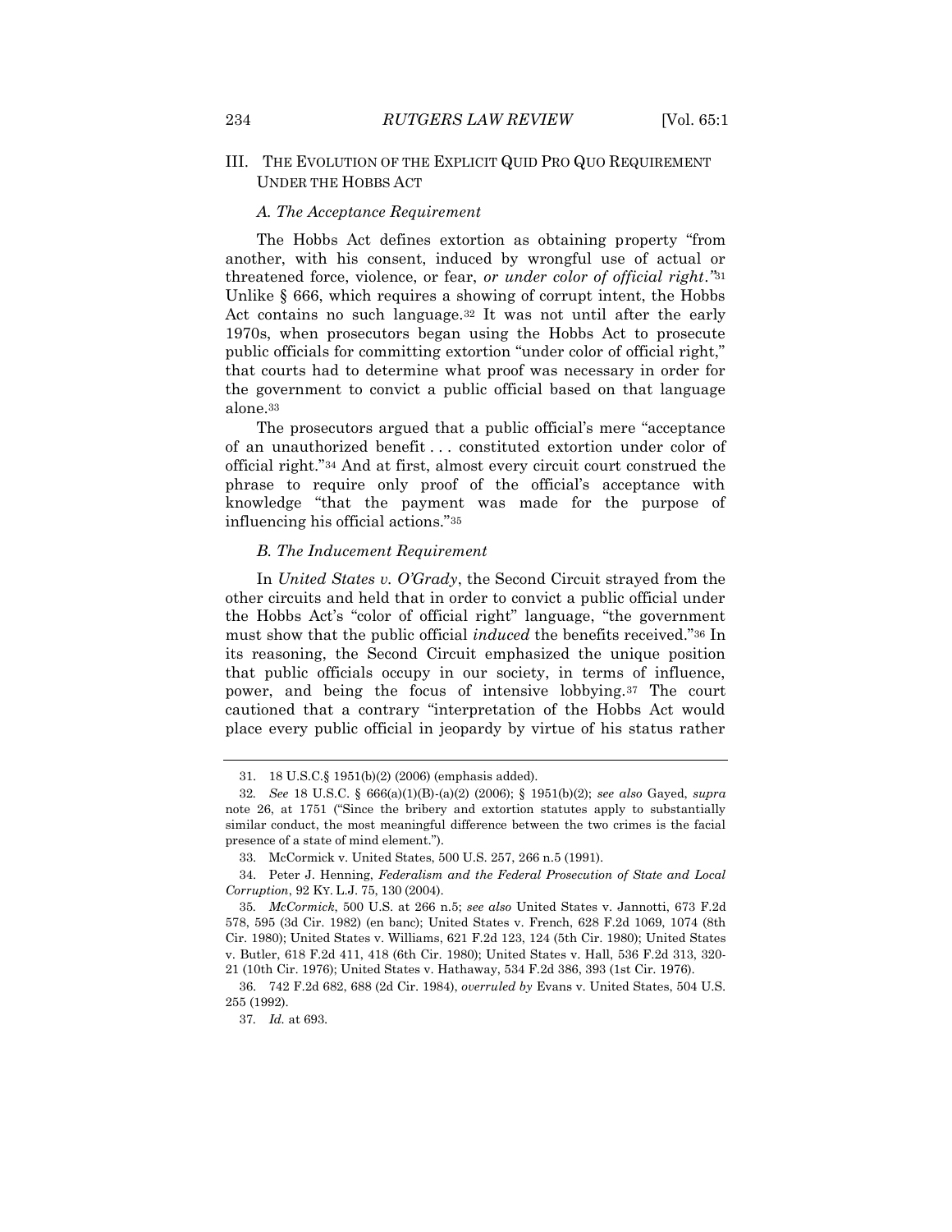## III. THE EVOLUTION OF THE EXPLICIT QUID PRO QUO REQUIREMENT UNDER THE HOBBS ACT

### *A. The Acceptance Requirement*

The Hobbs Act defines extortion as obtaining property "from another, with his consent, induced by wrongful use of actual or threatened force, violence, or fear, *or under color of official right*."[31] Unlike § 666, which requires a showing of corrupt intent, the Hobbs Act contains no such language.[32] It was not until after the early 1970s, when prosecutors began using the Hobbs Act to prosecute public officials for committing extortion "under color of official right," that courts had to determine what proof was necessary in order for the government to convict a public official based on that language alone.[33]

The prosecutors argued that a public official's mere "acceptance of an unauthorized benefit . . . constituted extortion under color of official right."[34] And at first, almost every circuit court construed the phrase to require only proof of the official's acceptance with knowledge "that the payment was made for the purpose of influencing his official actions."[35]

### *B. The Inducement Requirement*

In *United States v. O'Grady*, the Second Circuit strayed from the other circuits and held that in order to convict a public official under the Hobbs Act's "color of official right" language, "the government must show that the public official *induced* the benefits received."[36] In its reasoning, the Second Circuit emphasized the unique position that public officials occupy in our society, in terms of influence, power, and being the focus of intensive lobbying.[37] The court cautioned that a contrary "interpretation of the Hobbs Act would place every public official in jeopardy by virtue of his status rather

---

31. 18 U.S.C.§ 1951(b)(2) (2006) (emphasis added).

32. *See* 18 U.S.C. § 666(a)(1)(B)-(a)(2) (2006); § 1951(b)(2); *see also* Gayed, *supra* note 26, at 1751 ("Since the bribery and extortion statutes apply to substantially similar conduct, the most meaningful difference between the two crimes is the facial presence of a state of mind element.").

33. McCormick v. United States, 500 U.S. 257, 266 n.5 (1991).

34. Peter J. Henning, *Federalism and the Federal Prosecution of State and Local Corruption*, 92 KY. L.J. 75, 130 (2004).

35. *McCormick*, 500 U.S. at 266 n.5; *see also* United States v. Jannotti, 673 F.2d 578, 595 (3d Cir. 1982) (en banc); United States v. French, 628 F.2d 1069, 1074 (8th Cir. 1980); United States v. Williams, 621 F.2d 123, 124 (5th Cir. 1980); United States v. Butler, 618 F.2d 411, 418 (6th Cir. 1980); United States v. Hall, 536 F.2d 313, 320-21 (10th Cir. 1976); United States v. Hathaway, 534 F.2d 386, 393 (1st Cir. 1976).

36. 742 F.2d 682, 688 (2d Cir. 1984), *overruled by* Evans v. United States, 504 U.S. 255 (1992).

37. *Id.* at 693.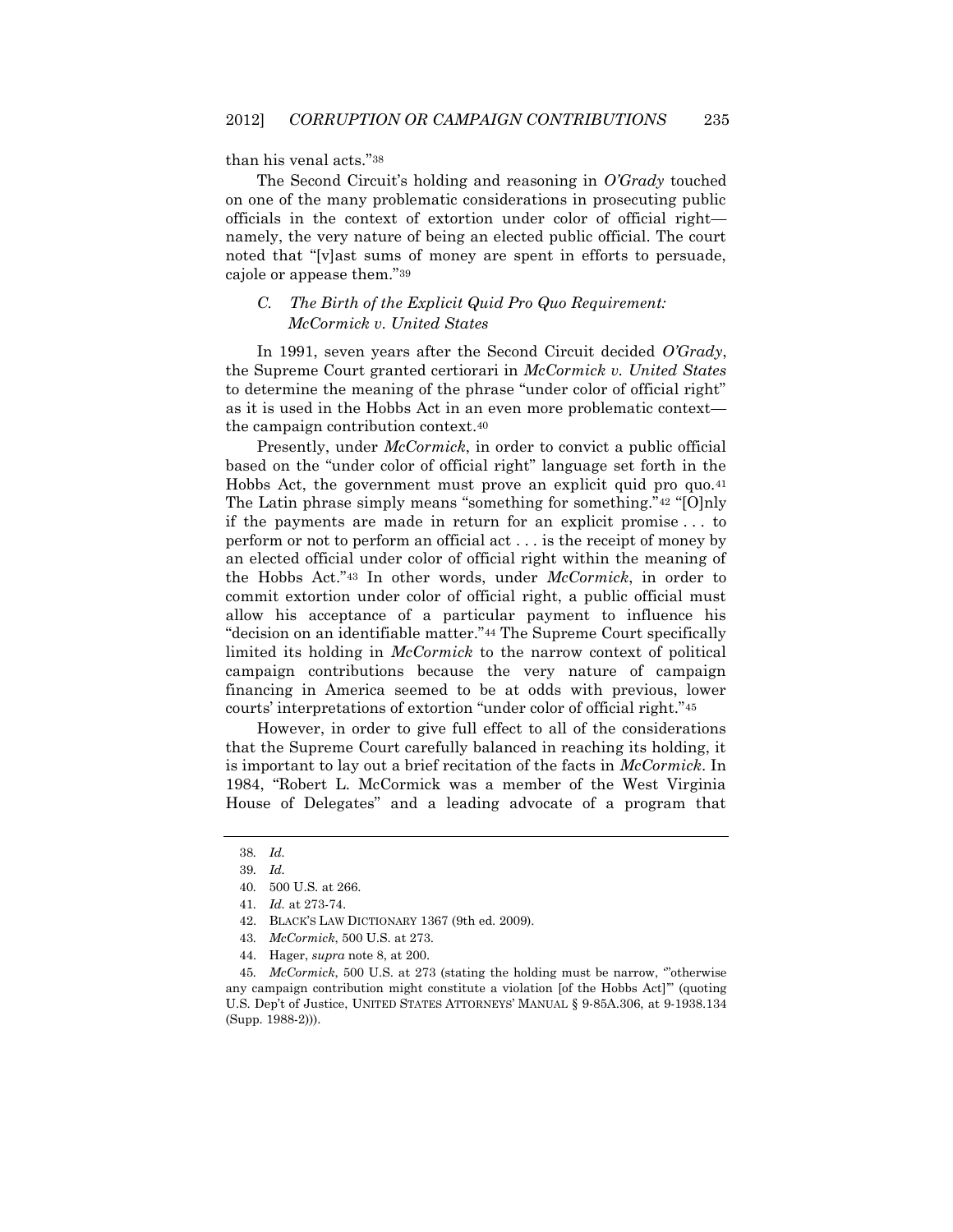than his venal acts."[38]

The Second Circuit's holding and reasoning in *O'Grady* touched on one of the many problematic considerations in prosecuting public officials in the context of extortion under color of official right—namely, the very nature of being an elected public official. The court noted that "[v]ast sums of money are spent in efforts to persuade, cajole or appease them."[39]

### C. The Birth of the Explicit Quid Pro Quo Requirement: *McCormick v. United States*

In 1991, seven years after the Second Circuit decided *O'Grady*, the Supreme Court granted certiorari in *McCormick v. United States* to determine the meaning of the phrase "under color of official right" as it is used in the Hobbs Act in an even more problematic context—the campaign contribution context.[40]

Presently, under *McCormick*, in order to convict a public official based on the "under color of official right" language set forth in the Hobbs Act, the government must prove an explicit quid pro quo.[41] The Latin phrase simply means "something for something."[42] "[O]nly if the payments are made in return for an explicit promise . . . to perform or not to perform an official act . . . is the receipt of money by an elected official under color of official right within the meaning of the Hobbs Act."[43] In other words, under *McCormick*, in order to commit extortion under color of official right, a public official must allow his acceptance of a particular payment to influence his "decision on an identifiable matter."[44] The Supreme Court specifically limited its holding in *McCormick* to the narrow context of political campaign contributions because the very nature of campaign financing in America seemed to be at odds with previous, lower courts' interpretations of extortion "under color of official right."[45]

However, in order to give full effect to all of the considerations that the Supreme Court carefully balanced in reaching its holding, it is important to lay out a brief recitation of the facts in *McCormick*. In 1984, "Robert L. McCormick was a member of the West Virginia House of Delegates" and a leading advocate of a program that

---

38. *Id.*

39. *Id.*

40. 500 U.S. at 266.

41. *Id.* at 273-74.

42. BLACK'S LAW DICTIONARY 1367 (9th ed. 2009).

43. *McCormick*, 500 U.S. at 273.

44. Hager, *supra* note 8, at 200.

45. *McCormick*, 500 U.S. at 273 (stating the holding must be narrow, '"otherwise any campaign contribution might constitute a violation [of the Hobbs Act]'" (quoting U.S. Dep't of Justice, UNITED STATES ATTORNEYS' MANUAL § 9-85A.306, at 9-1938.134 (Supp. 1988-2))).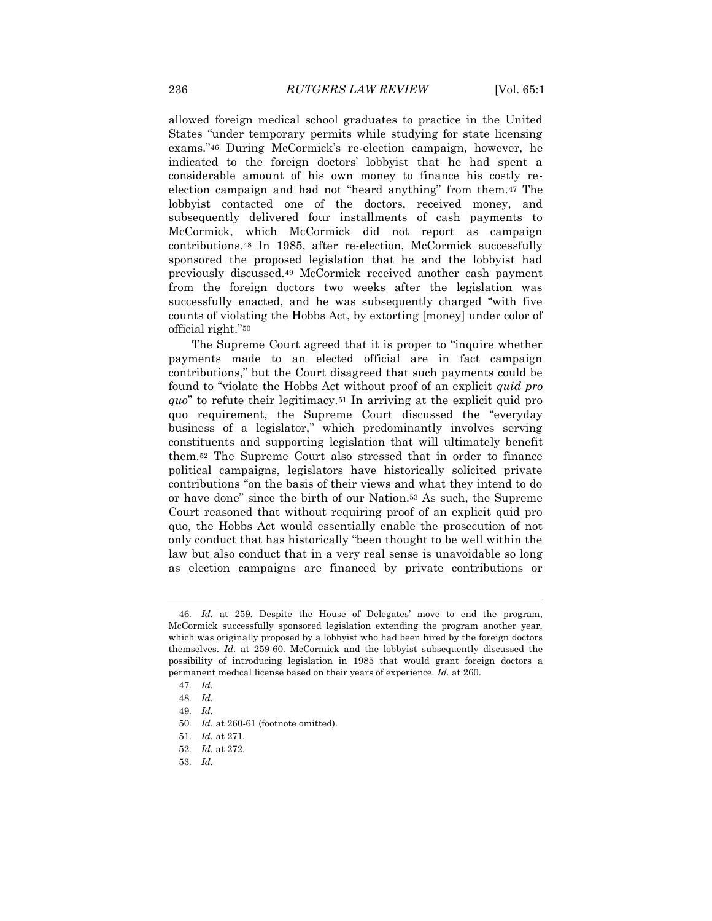allowed foreign medical school graduates to practice in the United States "under temporary permits while studying for state licensing exams."[46] During McCormick's re-election campaign, however, he indicated to the foreign doctors' lobbyist that he had spent a considerable amount of his own money to finance his costly re-election campaign and had not "heard anything" from them.[47] The lobbyist contacted one of the doctors, received money, and subsequently delivered four installments of cash payments to McCormick, which McCormick did not report as campaign contributions.[48] In 1985, after re-election, McCormick successfully sponsored the proposed legislation that he and the lobbyist had previously discussed.[49] McCormick received another cash payment from the foreign doctors two weeks after the legislation was successfully enacted, and he was subsequently charged "with five counts of violating the Hobbs Act, by extorting [money] under color of official right."[50]

The Supreme Court agreed that it is proper to "inquire whether payments made to an elected official are in fact campaign contributions," but the Court disagreed that such payments could be found to "violate the Hobbs Act without proof of an explicit *quid pro quo*" to refute their legitimacy.[51] In arriving at the explicit quid pro quo requirement, the Supreme Court discussed the "everyday business of a legislator," which predominantly involves serving constituents and supporting legislation that will ultimately benefit them.[52] The Supreme Court also stressed that in order to finance political campaigns, legislators have historically solicited private contributions "on the basis of their views and what they intend to do or have done" since the birth of our Nation.[53] As such, the Supreme Court reasoned that without requiring proof of an explicit quid pro quo, the Hobbs Act would essentially enable the prosecution of not only conduct that has historically "been thought to be well within the law but also conduct that in a very real sense is unavoidable so long as election campaigns are financed by private contributions or

---

46. *Id.* at 259. Despite the House of Delegates' move to end the program, McCormick successfully sponsored legislation extending the program another year, which was originally proposed by a lobbyist who had been hired by the foreign doctors themselves. *Id.* at 259-60. McCormick and the lobbyist subsequently discussed the possibility of introducing legislation in 1985 that would grant foreign doctors a permanent medical license based on their years of experience. *Id.* at 260.

47. *Id.*

48. *Id.*

49. *Id.*

50. *Id*. at 260-61 (footnote omitted).

51. *Id.* at 271.

52. *Id.* at 272.

53. *Id.*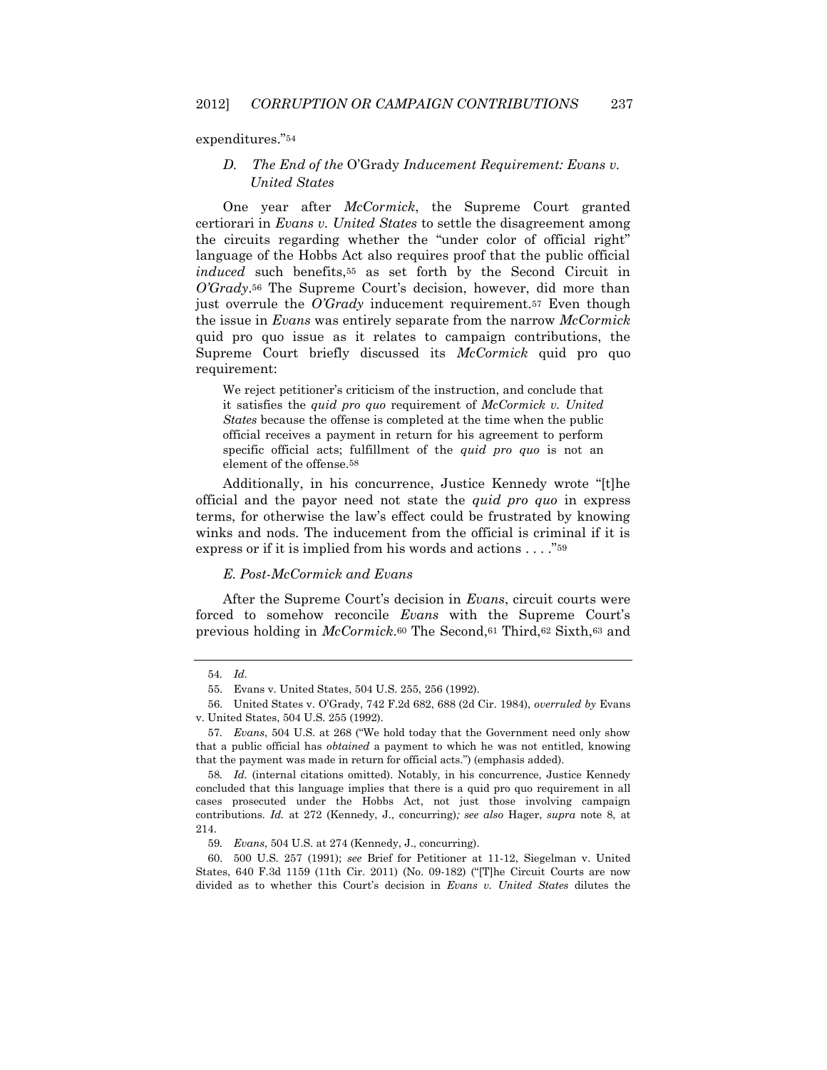expenditures."[54]

### *D. The End of the* O'Grady *Inducement Requirement: Evans v. United States*

One year after *McCormick*, the Supreme Court granted certiorari in *Evans v. United States* to settle the disagreement among the circuits regarding whether the "under color of official right" language of the Hobbs Act also requires proof that the public official *induced* such benefits,[55] as set forth by the Second Circuit in *O'Grady*.[56] The Supreme Court's decision, however, did more than just overrule the *O'Grady* inducement requirement.[57] Even though the issue in *Evans* was entirely separate from the narrow *McCormick* quid pro quo issue as it relates to campaign contributions, the Supreme Court briefly discussed its *McCormick* quid pro quo requirement:

> We reject petitioner's criticism of the instruction, and conclude that it satisfies the *quid pro quo* requirement of *McCormick v. United States* because the offense is completed at the time when the public official receives a payment in return for his agreement to perform specific official acts; fulfillment of the *quid pro quo* is not an element of the offense.[58]

Additionally, in his concurrence, Justice Kennedy wrote "[t]he official and the payor need not state the *quid pro quo* in express terms, for otherwise the law's effect could be frustrated by knowing winks and nods. The inducement from the official is criminal if it is express or if it is implied from his words and actions . . . ."[59]

### *E. Post-McCormick and Evans*

After the Supreme Court's decision in *Evans*, circuit courts were forced to somehow reconcile *Evans* with the Supreme Court's previous holding in *McCormick*.[60] The Second,[61] Third,[62] Sixth,[63] and

---

54. *Id.*

55. Evans v. United States, 504 U.S. 255, 256 (1992).

56. United States v. O'Grady, 742 F.2d 682, 688 (2d Cir. 1984), *overruled by* Evans v. United States, 504 U.S. 255 (1992).

57. *Evans*, 504 U.S. at 268 ("We hold today that the Government need only show that a public official has *obtained* a payment to which he was not entitled, knowing that the payment was made in return for official acts.") (emphasis added).

58. *Id.* (internal citations omitted). Notably, in his concurrence, Justice Kennedy concluded that this language implies that there is a quid pro quo requirement in all cases prosecuted under the Hobbs Act, not just those involving campaign contributions. *Id.* at 272 (Kennedy, J., concurring)*; see also* Hager, *supra* note 8, at 214.

59. *Evans*, 504 U.S. at 274 (Kennedy, J., concurring).

60. 500 U.S. 257 (1991); *see* Brief for Petitioner at 11-12, Siegelman v. United States, 640 F.3d 1159 (11th Cir. 2011) (No. 09-182) ("[T]he Circuit Courts are now divided as to whether this Court's decision in *Evans v. United States* dilutes the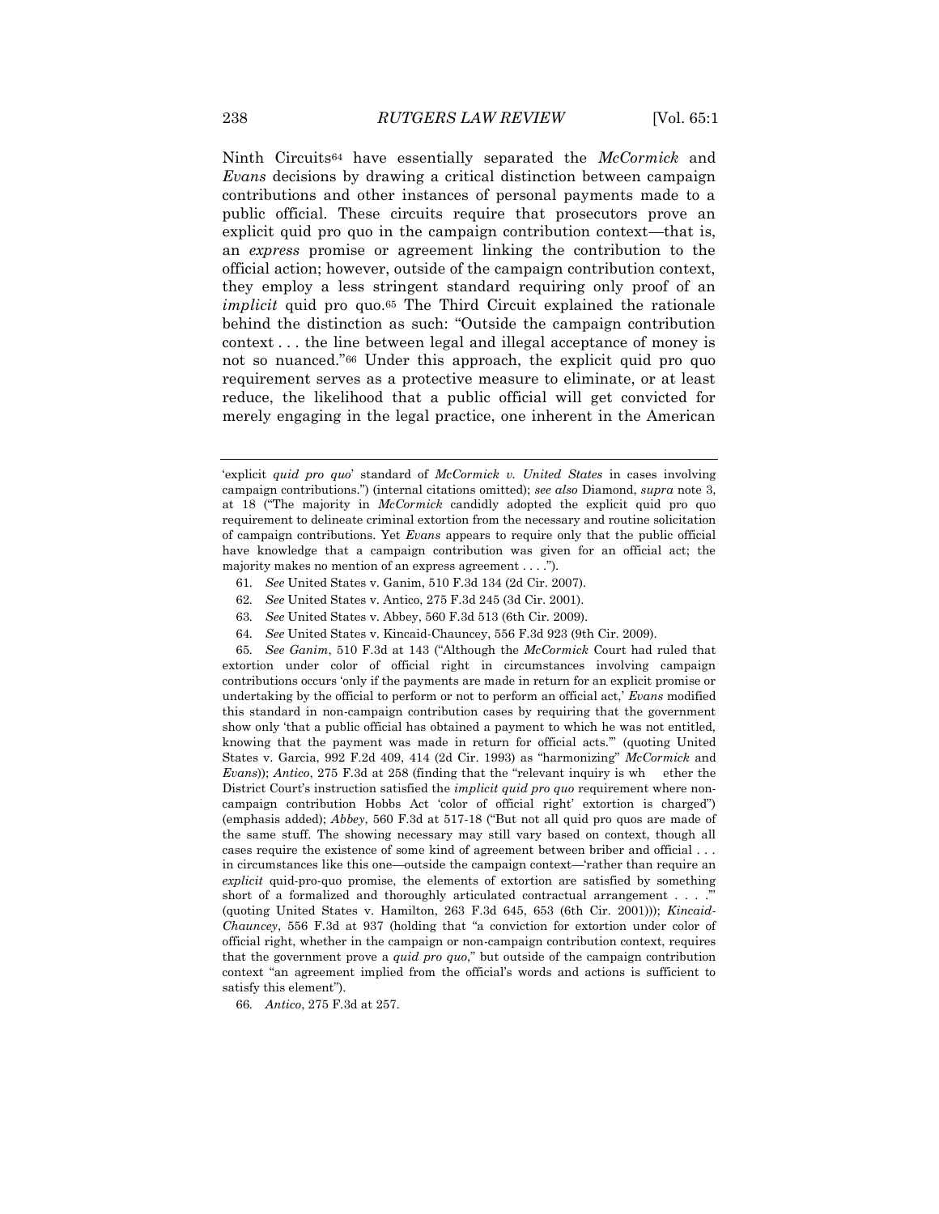Ninth Circuits[64] have essentially separated the *McCormick* and *Evans* decisions by drawing a critical distinction between campaign contributions and other instances of personal payments made to a public official. These circuits require that prosecutors prove an explicit quid pro quo in the campaign contribution context—that is, an *express* promise or agreement linking the contribution to the official action; however, outside of the campaign contribution context, they employ a less stringent standard requiring only proof of an *implicit* quid pro quo.[65] The Third Circuit explained the rationale behind the distinction as such: "Outside the campaign contribution context . . . the line between legal and illegal acceptance of money is not so nuanced."[66] Under this approach, the explicit quid pro quo requirement serves as a protective measure to eliminate, or at least reduce, the likelihood that a public official will get convicted for merely engaging in the legal practice, one inherent in the American

---

'explicit *quid pro quo*' standard of *McCormick v. United States* in cases involving campaign contributions.") (internal citations omitted); *see also* Diamond, *supra* note 3, at 18 ("The majority in *McCormick* candidly adopted the explicit quid pro quo requirement to delineate criminal extortion from the necessary and routine solicitation of campaign contributions. Yet *Evans* appears to require only that the public official have knowledge that a campaign contribution was given for an official act; the majority makes no mention of an express agreement . . . .").

61. *See* United States v. Ganim, 510 F.3d 134 (2d Cir. 2007).

62. *See* United States v. Antico, 275 F.3d 245 (3d Cir. 2001).

63. *See* United States v. Abbey, 560 F.3d 513 (6th Cir. 2009).

64. *See* United States v. Kincaid-Chauncey, 556 F.3d 923 (9th Cir. 2009).

65. *See Ganim*, 510 F.3d at 143 ("Although the *McCormick* Court had ruled that extortion under color of official right in circumstances involving campaign contributions occurs 'only if the payments are made in return for an explicit promise or undertaking by the official to perform or not to perform an official act,' *Evans* modified this standard in non-campaign contribution cases by requiring that the government show only 'that a public official has obtained a payment to which he was not entitled, knowing that the payment was made in return for official acts.'" (quoting United States v. Garcia, 992 F.2d 409, 414 (2d Cir. 1993) as "harmonizing" *McCormick* and *Evans*)); *Antico*, 275 F.3d at 258 (finding that the "relevant inquiry is whether the District Court's instruction satisfied the *implicit quid pro quo* requirement where non-campaign contribution Hobbs Act 'color of official right' extortion is charged") (emphasis added); *Abbey*, 560 F.3d at 517-18 ("But not all quid pro quos are made of the same stuff. The showing necessary may still vary based on context, though all cases require the existence of some kind of agreement between briber and official . . . in circumstances like this one—outside the campaign context—'rather than require an *explicit* quid-pro-quo promise, the elements of extortion are satisfied by something short of a formalized and thoroughly articulated contractual arrangement . . . .'" (quoting United States v. Hamilton, 263 F.3d 645, 653 (6th Cir. 2001))); *Kincaid-Chauncey*, 556 F.3d at 937 (holding that "a conviction for extortion under color of official right, whether in the campaign or non-campaign contribution context, requires that the government prove a *quid pro quo*," but outside of the campaign contribution context "an agreement implied from the official's words and actions is sufficient to satisfy this element").

66. *Antico*, 275 F.3d at 257.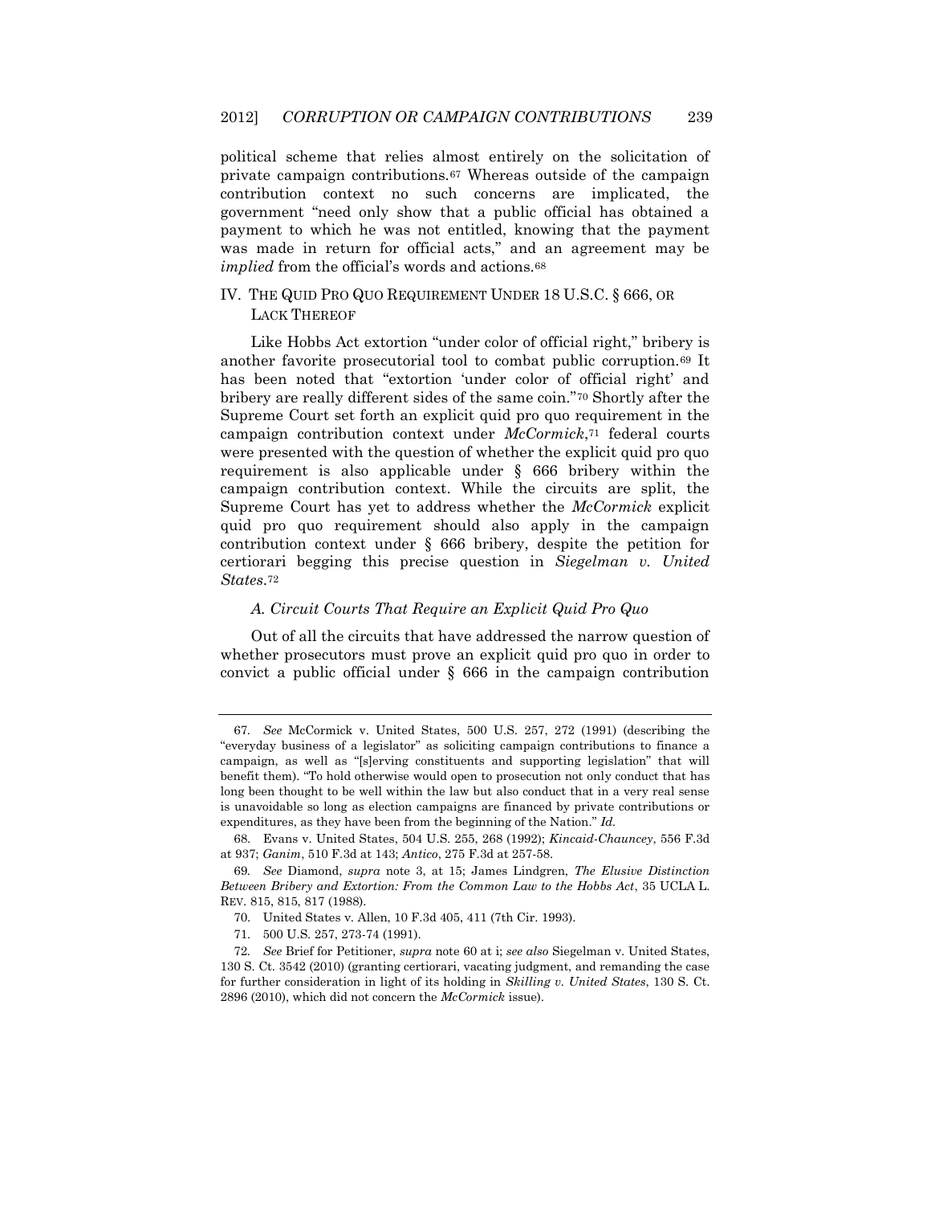political scheme that relies almost entirely on the solicitation of private campaign contributions.[67] Whereas outside of the campaign contribution context no such concerns are implicated, the government "need only show that a public official has obtained a payment to which he was not entitled, knowing that the payment was made in return for official acts," and an agreement may be *implied* from the official's words and actions.[68]

## IV. THE QUID PRO QUO REQUIREMENT UNDER 18 U.S.C. § 666, OR LACK THEREOF

Like Hobbs Act extortion "under color of official right," bribery is another favorite prosecutorial tool to combat public corruption.[69] It has been noted that "extortion 'under color of official right' and bribery are really different sides of the same coin."[70] Shortly after the Supreme Court set forth an explicit quid pro quo requirement in the campaign contribution context under *McCormick*,[71] federal courts were presented with the question of whether the explicit quid pro quo requirement is also applicable under § 666 bribery within the campaign contribution context. While the circuits are split, the Supreme Court has yet to address whether the *McCormick* explicit quid pro quo requirement should also apply in the campaign contribution context under § 666 bribery, despite the petition for certiorari begging this precise question in *Siegelman v. United States*.[72]

### *A. Circuit Courts That Require an Explicit Quid Pro Quo*

Out of all the circuits that have addressed the narrow question of whether prosecutors must prove an explicit quid pro quo in order to convict a public official under § 666 in the campaign contribution

---

67. *See* McCormick v. United States, 500 U.S. 257, 272 (1991) (describing the "everyday business of a legislator" as soliciting campaign contributions to finance a campaign, as well as "[s]erving constituents and supporting legislation" that will benefit them). "To hold otherwise would open to prosecution not only conduct that has long been thought to be well within the law but also conduct that in a very real sense is unavoidable so long as election campaigns are financed by private contributions or expenditures, as they have been from the beginning of the Nation." *Id.*

68. Evans v. United States, 504 U.S. 255, 268 (1992); *Kincaid-Chauncey*, 556 F.3d at 937; *Ganim*, 510 F.3d at 143; *Antico*, 275 F.3d at 257-58.

69. *See* Diamond, *supra* note 3, at 15; James Lindgren, *The Elusive Distinction Between Bribery and Extortion: From the Common Law to the Hobbs Act*, 35 UCLA L. REV. 815, 815, 817 (1988).

70. United States v. Allen, 10 F.3d 405, 411 (7th Cir. 1993).

71. 500 U.S. 257, 273-74 (1991).

72. *See* Brief for Petitioner, *supra* note 60 at i; *see also* Siegelman v. United States, 130 S. Ct. 3542 (2010) (granting certiorari, vacating judgment, and remanding the case for further consideration in light of its holding in *Skilling v. United States*, 130 S. Ct. 2896 (2010), which did not concern the *McCormick* issue).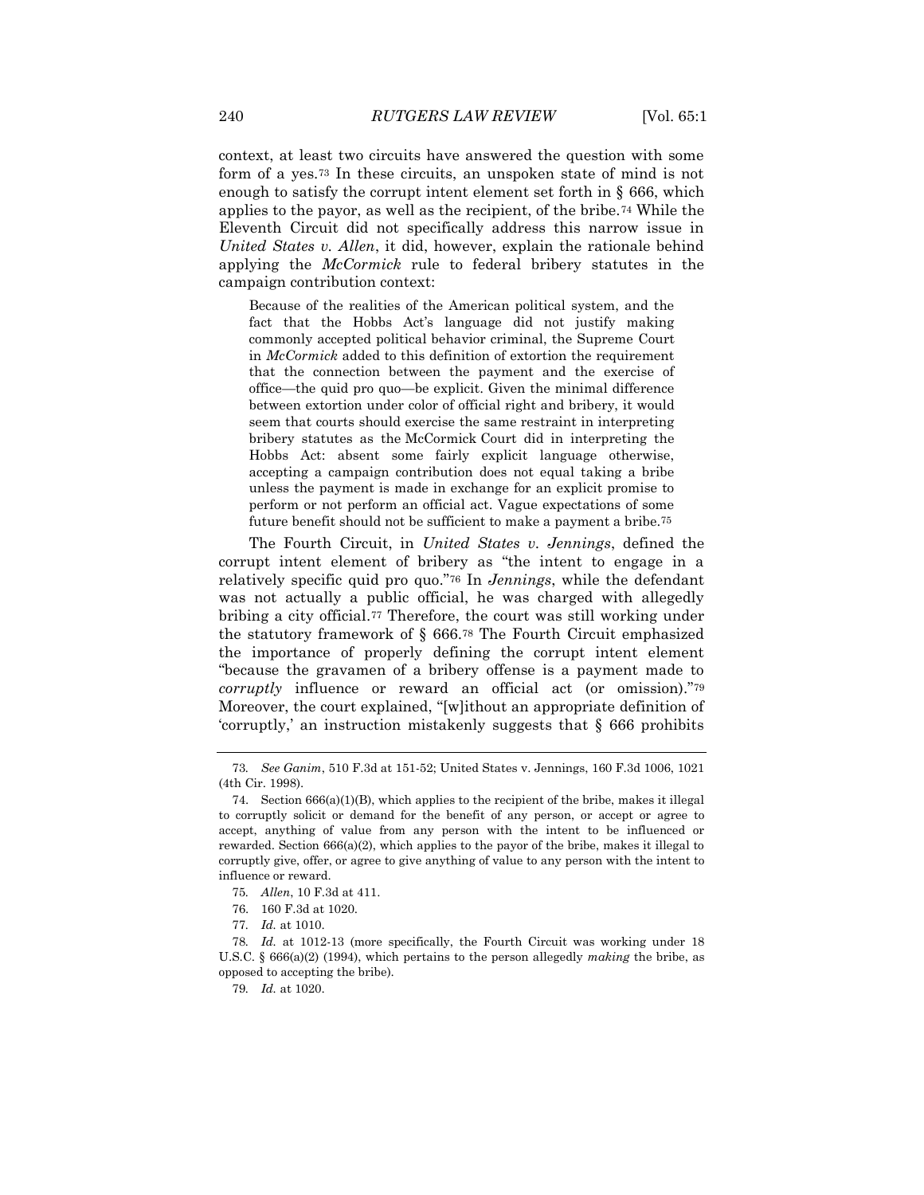context, at least two circuits have answered the question with some form of a yes.[73] In these circuits, an unspoken state of mind is not enough to satisfy the corrupt intent element set forth in § 666, which applies to the payor, as well as the recipient, of the bribe.[74] While the Eleventh Circuit did not specifically address this narrow issue in *United States v. Allen*, it did, however, explain the rationale behind applying the *McCormick* rule to federal bribery statutes in the campaign contribution context:

> Because of the realities of the American political system, and the fact that the Hobbs Act's language did not justify making commonly accepted political behavior criminal, the Supreme Court in *McCormick* added to this definition of extortion the requirement that the connection between the payment and the exercise of office—the quid pro quo—be explicit. Given the minimal difference between extortion under color of official right and bribery, it would seem that courts should exercise the same restraint in interpreting bribery statutes as the McCormick Court did in interpreting the Hobbs Act: absent some fairly explicit language otherwise, accepting a campaign contribution does not equal taking a bribe unless the payment is made in exchange for an explicit promise to perform or not perform an official act. Vague expectations of some future benefit should not be sufficient to make a payment a bribe.[75]

The Fourth Circuit, in *United States v. Jennings*, defined the corrupt intent element of bribery as "the intent to engage in a relatively specific quid pro quo."[76] In *Jennings*, while the defendant was not actually a public official, he was charged with allegedly bribing a city official.[77] Therefore, the court was still working under the statutory framework of § 666.[78] The Fourth Circuit emphasized the importance of properly defining the corrupt intent element "because the gravamen of a bribery offense is a payment made to *corruptly* influence or reward an official act (or omission)."[79] Moreover, the court explained, "[w]ithout an appropriate definition of 'corruptly,' an instruction mistakenly suggests that § 666 prohibits

---

73. *See Ganim*, 510 F.3d at 151-52; United States v. Jennings, 160 F.3d 1006, 1021 (4th Cir. 1998).

74. Section 666(a)(1)(B), which applies to the recipient of the bribe, makes it illegal to corruptly solicit or demand for the benefit of any person, or accept or agree to accept, anything of value from any person with the intent to be influenced or rewarded. Section 666(a)(2), which applies to the payor of the bribe, makes it illegal to corruptly give, offer, or agree to give anything of value to any person with the intent to influence or reward.

75. *Allen*, 10 F.3d at 411.

76. 160 F.3d at 1020.

77. *Id.* at 1010.

78. *Id.* at 1012-13 (more specifically, the Fourth Circuit was working under 18 U.S.C. § 666(a)(2) (1994), which pertains to the person allegedly *making* the bribe, as opposed to accepting the bribe).

79. *Id.* at 1020.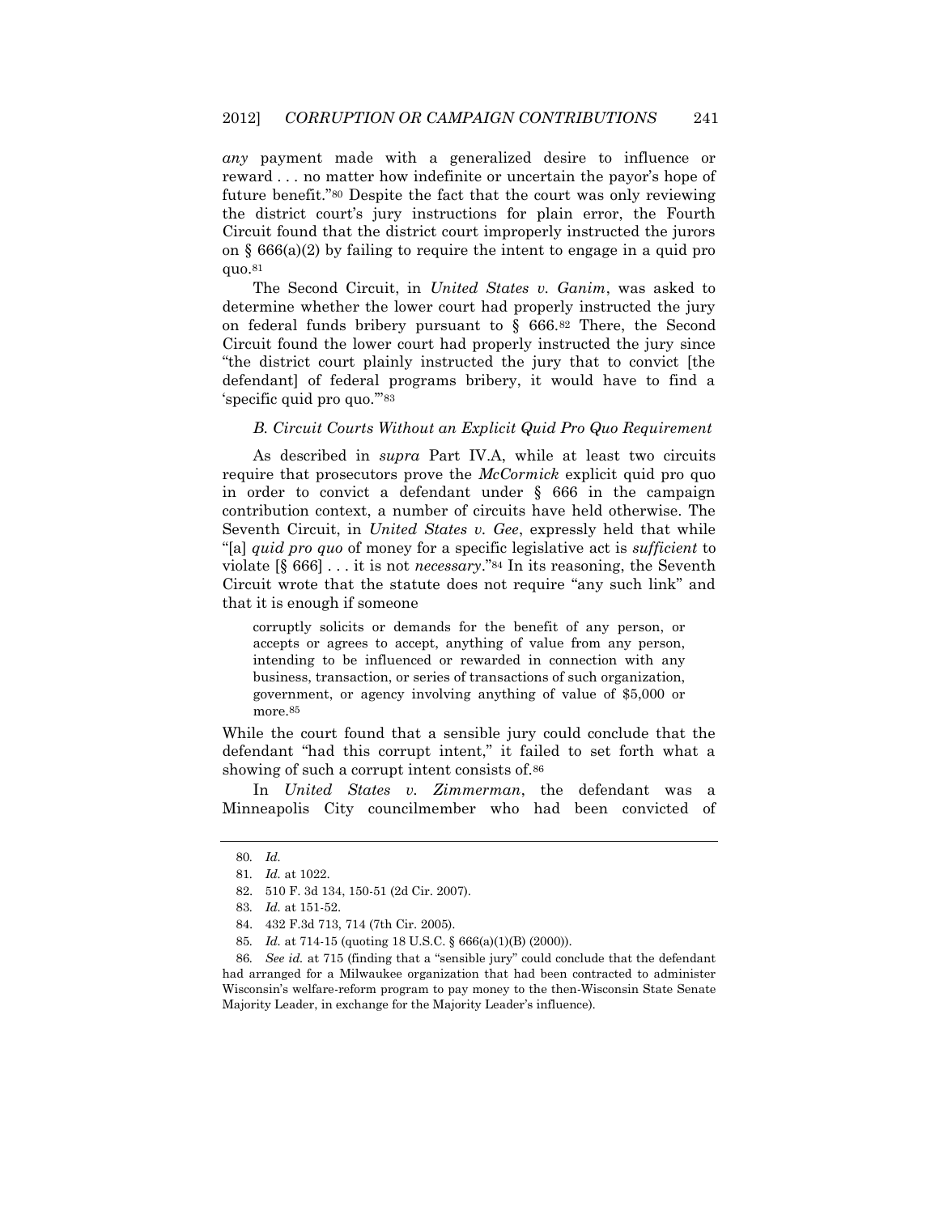*any* payment made with a generalized desire to influence or reward . . . no matter how indefinite or uncertain the payor's hope of future benefit."[80] Despite the fact that the court was only reviewing the district court's jury instructions for plain error, the Fourth Circuit found that the district court improperly instructed the jurors on § 666(a)(2) by failing to require the intent to engage in a quid pro quo.[81]

The Second Circuit, in *United States v. Ganim*, was asked to determine whether the lower court had properly instructed the jury on federal funds bribery pursuant to § 666.[82] There, the Second Circuit found the lower court had properly instructed the jury since "the district court plainly instructed the jury that to convict [the defendant] of federal programs bribery, it would have to find a 'specific quid pro quo.'"[83]

### *B. Circuit Courts Without an Explicit Quid Pro Quo Requirement*

As described in *supra* Part IV.A, while at least two circuits require that prosecutors prove the *McCormick* explicit quid pro quo in order to convict a defendant under § 666 in the campaign contribution context, a number of circuits have held otherwise. The Seventh Circuit, in *United States v. Gee*, expressly held that while "[a] *quid pro quo* of money for a specific legislative act is *sufficient* to violate [§ 666] . . . it is not *necessary*."[84] In its reasoning, the Seventh Circuit wrote that the statute does not require "any such link" and that it is enough if someone

> corruptly solicits or demands for the benefit of any person, or accepts or agrees to accept, anything of value from any person, intending to be influenced or rewarded in connection with any business, transaction, or series of transactions of such organization, government, or agency involving anything of value of $5,000 or more.[85]

While the court found that a sensible jury could conclude that the defendant "had this corrupt intent," it failed to set forth what a showing of such a corrupt intent consists of.[86]

In *United States v. Zimmerman*, the defendant was a Minneapolis City councilmember who had been convicted of

---

80. *Id.*

81. *Id.* at 1022.

82. 510 F. 3d 134, 150-51 (2d Cir. 2007).

83. *Id.* at 151-52.

84. 432 F.3d 713, 714 (7th Cir. 2005).

85. *Id.* at 714-15 (quoting 18 U.S.C. § 666(a)(1)(B) (2000)).

86. *See id.* at 715 (finding that a "sensible jury" could conclude that the defendant had arranged for a Milwaukee organization that had been contracted to administer Wisconsin's welfare-reform program to pay money to the then-Wisconsin State Senate Majority Leader, in exchange for the Majority Leader's influence).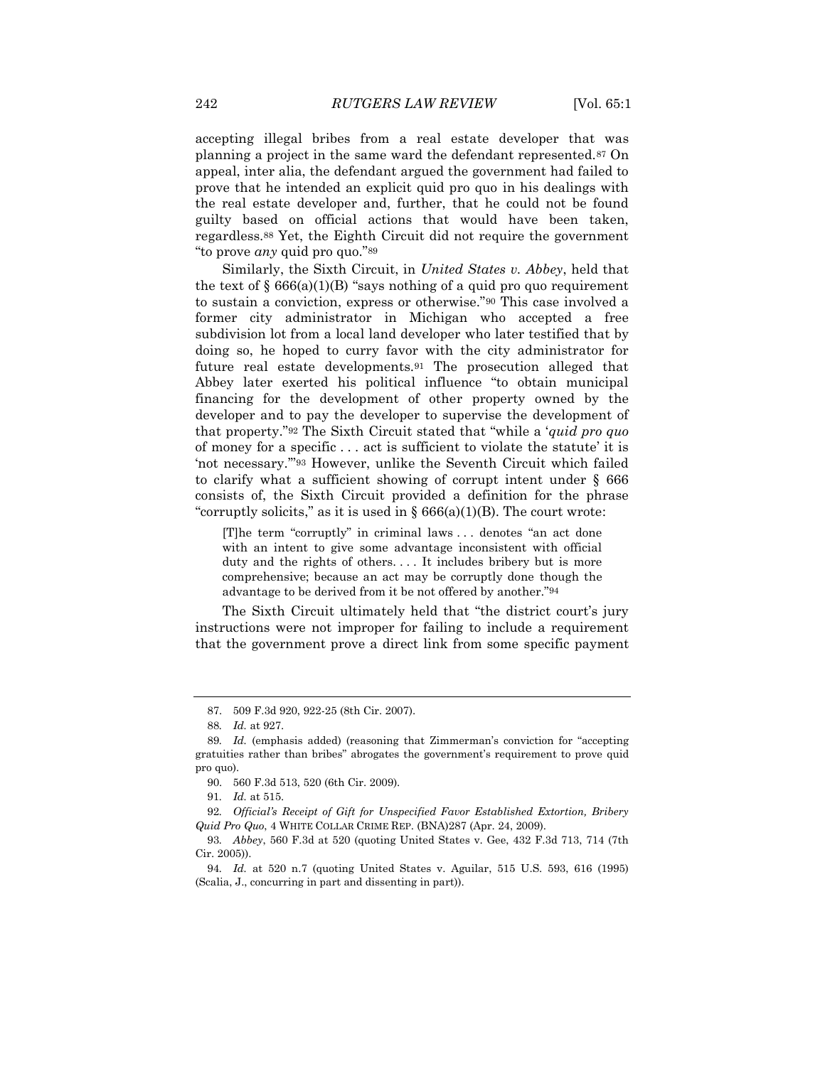accepting illegal bribes from a real estate developer that was planning a project in the same ward the defendant represented.[87] On appeal, inter alia, the defendant argued the government had failed to prove that he intended an explicit quid pro quo in his dealings with the real estate developer and, further, that he could not be found guilty based on official actions that would have been taken, regardless.[88] Yet, the Eighth Circuit did not require the government "to prove *any* quid pro quo."[89]

Similarly, the Sixth Circuit, in *United States v. Abbey*, held that the text of § 666(a)(1)(B) "says nothing of a quid pro quo requirement to sustain a conviction, express or otherwise."[90] This case involved a former city administrator in Michigan who accepted a free subdivision lot from a local land developer who later testified that by doing so, he hoped to curry favor with the city administrator for future real estate developments.[91] The prosecution alleged that Abbey later exerted his political influence "to obtain municipal financing for the development of other property owned by the developer and to pay the developer to supervise the development of that property."[92] The Sixth Circuit stated that "while a '*quid pro quo* of money for a specific . . . act is sufficient to violate the statute' it is 'not necessary.'"[93] However, unlike the Seventh Circuit which failed to clarify what a sufficient showing of corrupt intent under § 666 consists of, the Sixth Circuit provided a definition for the phrase "corruptly solicits," as it is used in § 666(a)(1)(B). The court wrote:

> [T]he term "corruptly" in criminal laws . . . denotes "an act done with an intent to give some advantage inconsistent with official duty and the rights of others. . . . It includes bribery but is more comprehensive; because an act may be corruptly done though the advantage to be derived from it be not offered by another."[94]

The Sixth Circuit ultimately held that "the district court's jury instructions were not improper for failing to include a requirement that the government prove a direct link from some specific payment

---

87. 509 F.3d 920, 922-25 (8th Cir. 2007).

88. *Id.* at 927.

89. *Id.* (emphasis added) (reasoning that Zimmerman's conviction for "accepting gratuities rather than bribes" abrogates the government's requirement to prove quid pro quo).

90. 560 F.3d 513, 520 (6th Cir. 2009).

91. *Id.* at 515.

92. *Official's Receipt of Gift for Unspecified Favor Established Extortion, Bribery Quid Pro Quo*, 4 WHITE COLLAR CRIME REP. (BNA)287 (Apr. 24, 2009).

93. *Abbey*, 560 F.3d at 520 (quoting United States v. Gee, 432 F.3d 713, 714 (7th Cir. 2005)).

94. *Id.* at 520 n.7 (quoting United States v. Aguilar, 515 U.S. 593, 616 (1995) (Scalia, J., concurring in part and dissenting in part)).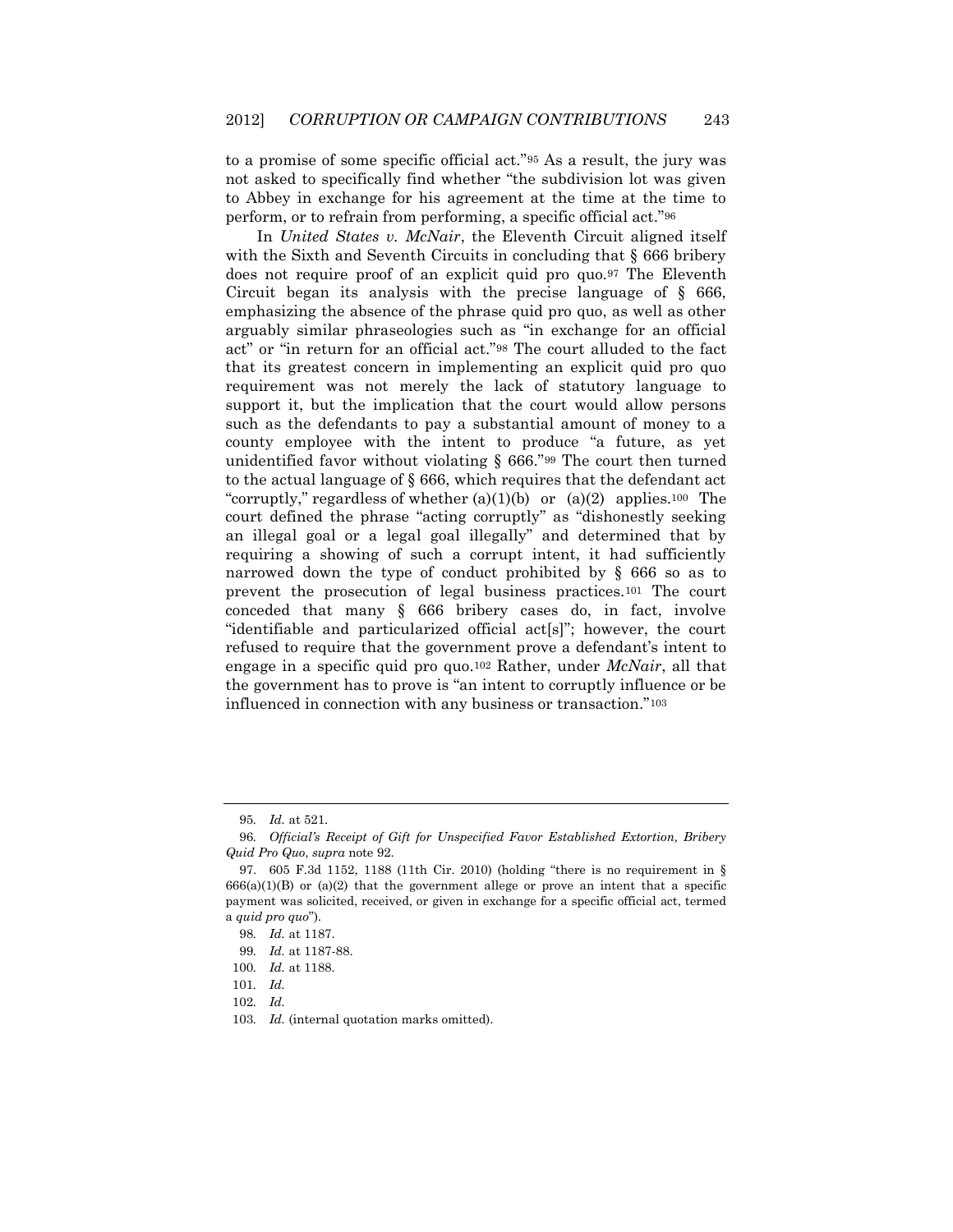to a promise of some specific official act."[95] As a result, the jury was not asked to specifically find whether "the subdivision lot was given to Abbey in exchange for his agreement at the time at the time to perform, or to refrain from performing, a specific official act."[96]

In *United States v. McNair*, the Eleventh Circuit aligned itself with the Sixth and Seventh Circuits in concluding that § 666 bribery does not require proof of an explicit quid pro quo.[97] The Eleventh Circuit began its analysis with the precise language of § 666, emphasizing the absence of the phrase quid pro quo, as well as other arguably similar phraseologies such as "in exchange for an official act" or "in return for an official act."[98] The court alluded to the fact that its greatest concern in implementing an explicit quid pro quo requirement was not merely the lack of statutory language to support it, but the implication that the court would allow persons such as the defendants to pay a substantial amount of money to a county employee with the intent to produce "a future, as yet unidentified favor without violating § 666."[99] The court then turned to the actual language of § 666, which requires that the defendant act "corruptly," regardless of whether (a)(1)(b) or (a)(2) applies.[100] The court defined the phrase "acting corruptly" as "dishonestly seeking an illegal goal or a legal goal illegally" and determined that by requiring a showing of such a corrupt intent, it had sufficiently narrowed down the type of conduct prohibited by § 666 so as to prevent the prosecution of legal business practices.[101] The court conceded that many § 666 bribery cases do, in fact, involve "identifiable and particularized official act[s]"; however, the court refused to require that the government prove a defendant's intent to engage in a specific quid pro quo.[102] Rather, under *McNair*, all that the government has to prove is "an intent to corruptly influence or be influenced in connection with any business or transaction."[103]

---

95. *Id.* at 521.

96. *Official's Receipt of Gift for Unspecified Favor Established Extortion, Bribery Quid Pro Quo*, *supra* note 92.

97. 605 F.3d 1152, 1188 (11th Cir. 2010) (holding "there is no requirement in § 666(a)(1)(B) or (a)(2) that the government allege or prove an intent that a specific payment was solicited, received, or given in exchange for a specific official act, termed a *quid pro quo*").

98. *Id.* at 1187.

99. *Id.* at 1187-88.

100. *Id.* at 1188.

101. *Id.*

102. *Id.*

103. *Id.* (internal quotation marks omitted).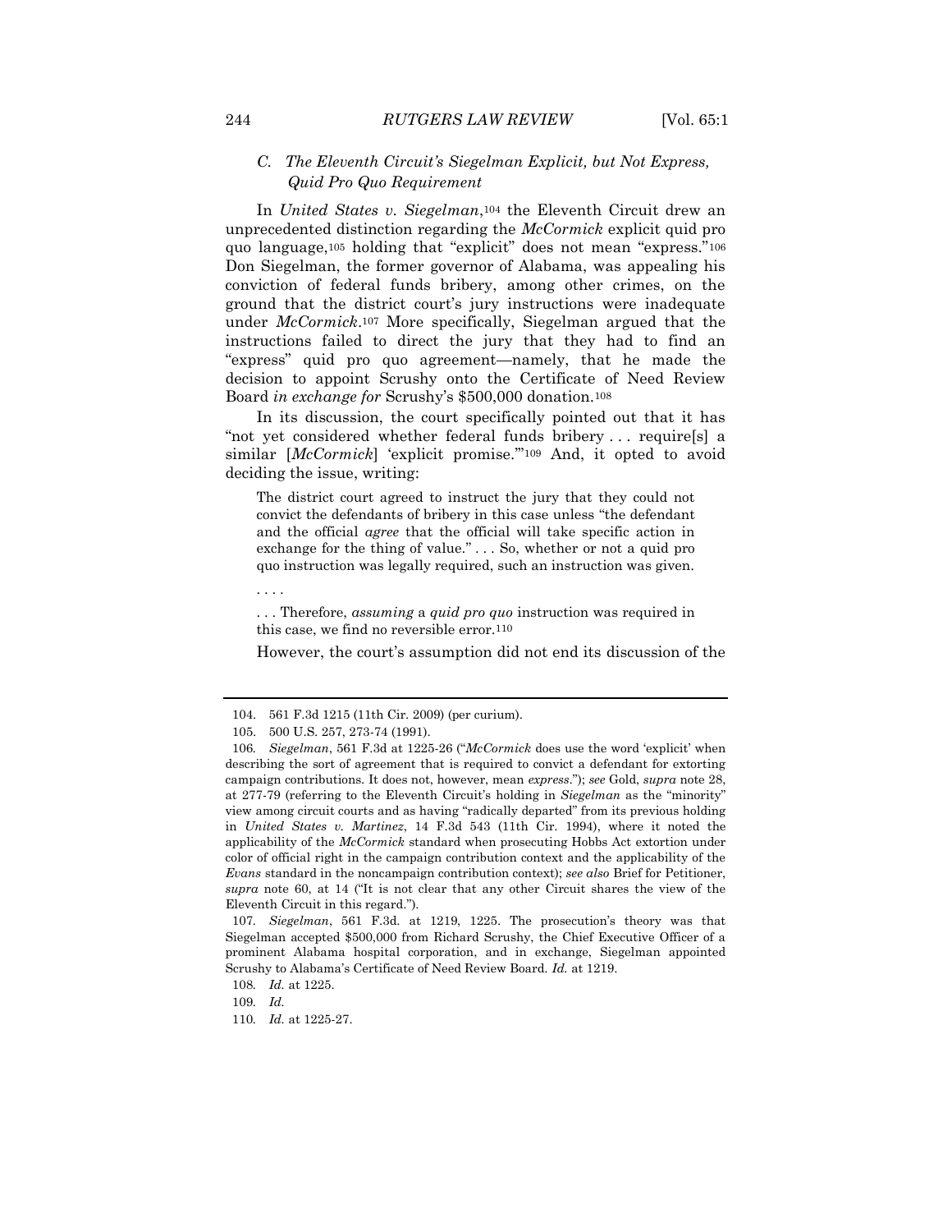### *C. The Eleventh Circuit's Siegelman Explicit, but Not Express, Quid Pro Quo Requirement*

In *United States v. Siegelman*,[104] the Eleventh Circuit drew an unprecedented distinction regarding the *McCormick* explicit quid pro quo language,[105] holding that "explicit" does not mean "express."[106] Don Siegelman, the former governor of Alabama, was appealing his conviction of federal funds bribery, among other crimes, on the ground that the district court's jury instructions were inadequate under *McCormick*.[107] More specifically, Siegelman argued that the instructions failed to direct the jury that they had to find an "express" quid pro quo agreement—namely, that he made the decision to appoint Scrushy onto the Certificate of Need Review Board *in exchange for* Scrushy's $500,000 donation.[108]

In its discussion, the court specifically pointed out that it has "not yet considered whether federal funds bribery . . . require[s] a similar [*McCormick*] 'explicit promise.'"[109] And, it opted to avoid deciding the issue, writing:

> The district court agreed to instruct the jury that they could not convict the defendants of bribery in this case unless "the defendant and the official *agree* that the official will take specific action in exchange for the thing of value." . . . So, whether or not a quid pro quo instruction was legally required, such an instruction was given.
>
> . . . .
>
> . . . Therefore, *assuming* a *quid pro quo* instruction was required in this case, we find no reversible error.[110]

However, the court's assumption did not end its discussion of the

---

104. 561 F.3d 1215 (11th Cir. 2009) (per curiam).

105. 500 U.S. 257, 273-74 (1991).

106. *Siegelman*, 561 F.3d at 1225-26 ("*McCormick* does use the word 'explicit' when describing the sort of agreement that is required to convict a defendant for extorting campaign contributions. It does not, however, mean *express*."); *see* Gold, *supra* note 28, at 277-79 (referring to the Eleventh Circuit's holding in *Siegelman* as the "minority" view among circuit courts and as having "radically departed" from its previous holding in *United States v. Martinez*, 14 F.3d 543 (11th Cir. 1994), where it noted the applicability of the *McCormick* standard when prosecuting Hobbs Act extortion under color of official right in the campaign contribution context and the applicability of the *Evans* standard in the noncampaign contribution context); *see also* Brief for Petitioner, *supra* note 60, at 14 ("It is not clear that any other Circuit shares the view of the Eleventh Circuit in this regard.").

107. *Siegelman*, 561 F.3d. at 1219, 1225. The prosecution's theory was that Siegelman accepted $500,000 from Richard Scrushy, the Chief Executive Officer of a prominent Alabama hospital corporation, and in exchange, Siegelman appointed Scrushy to Alabama's Certificate of Need Review Board. *Id.* at 1219.

108. *Id.* at 1225.

109. *Id.*

110. *Id.* at 1225-27.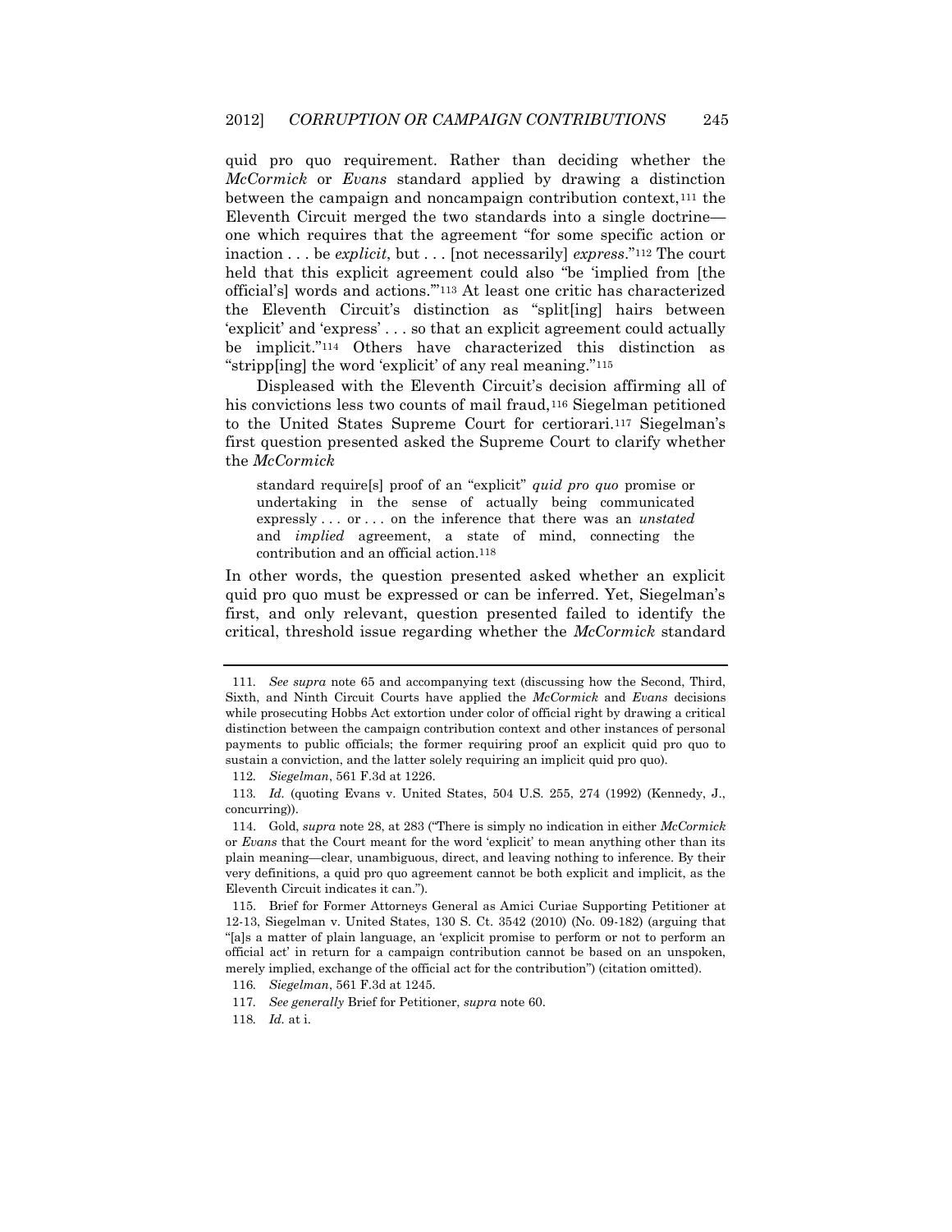quid pro quo requirement. Rather than deciding whether the *McCormick* or *Evans* standard applied by drawing a distinction between the campaign and noncampaign contribution context,[111] the Eleventh Circuit merged the two standards into a single doctrine—one which requires that the agreement "for some specific action or inaction . . . be *explicit*, but . . . [not necessarily] *express*."[112] The court held that this explicit agreement could also "be 'implied from [the official's] words and actions.'"[113] At least one critic has characterized the Eleventh Circuit's distinction as "split[ing] hairs between 'explicit' and 'express' . . . so that an explicit agreement could actually be implicit."[114] Others have characterized this distinction as "stripp[ing] the word 'explicit' of any real meaning."[115]

Displeased with the Eleventh Circuit's decision affirming all of his convictions less two counts of mail fraud,[116] Siegelman petitioned to the United States Supreme Court for certiorari.[117] Siegelman's first question presented asked the Supreme Court to clarify whether the *McCormick*

> standard require[s] proof of an "explicit" *quid pro quo* promise or undertaking in the sense of actually being communicated expressly . . . or . . . on the inference that there was an *unstated* and *implied* agreement, a state of mind, connecting the contribution and an official action.[118]

In other words, the question presented asked whether an explicit quid pro quo must be expressed or can be inferred. Yet, Siegelman's first, and only relevant, question presented failed to identify the critical, threshold issue regarding whether the *McCormick* standard

---

111. *See supra* note 65 and accompanying text (discussing how the Second, Third, Sixth, and Ninth Circuit Courts have applied the *McCormick* and *Evans* decisions while prosecuting Hobbs Act extortion under color of official right by drawing a critical distinction between the campaign contribution context and other instances of personal payments to public officials; the former requiring proof an explicit quid pro quo to sustain a conviction, and the latter solely requiring an implicit quid pro quo).

112. *Siegelman*, 561 F.3d at 1226.

113. *Id.* (quoting Evans v. United States, 504 U.S. 255, 274 (1992) (Kennedy, J., concurring)).

114. Gold, *supra* note 28, at 283 ("There is simply no indication in either *McCormick* or *Evans* that the Court meant for the word 'explicit' to mean anything other than its plain meaning—clear, unambiguous, direct, and leaving nothing to inference. By their very definitions, a quid pro quo agreement cannot be both explicit and implicit, as the Eleventh Circuit indicates it can.").

115. Brief for Former Attorneys General as Amici Curiae Supporting Petitioner at 12-13, Siegelman v. United States, 130 S. Ct. 3542 (2010) (No. 09-182) (arguing that "[a]s a matter of plain language, an 'explicit promise to perform or not to perform an official act' in return for a campaign contribution cannot be based on an unspoken, merely implied, exchange of the official act for the contribution") (citation omitted).

116. *Siegelman*, 561 F.3d at 1245.

117. *See generally* Brief for Petitioner, *supra* note 60.

118. *Id.* at i.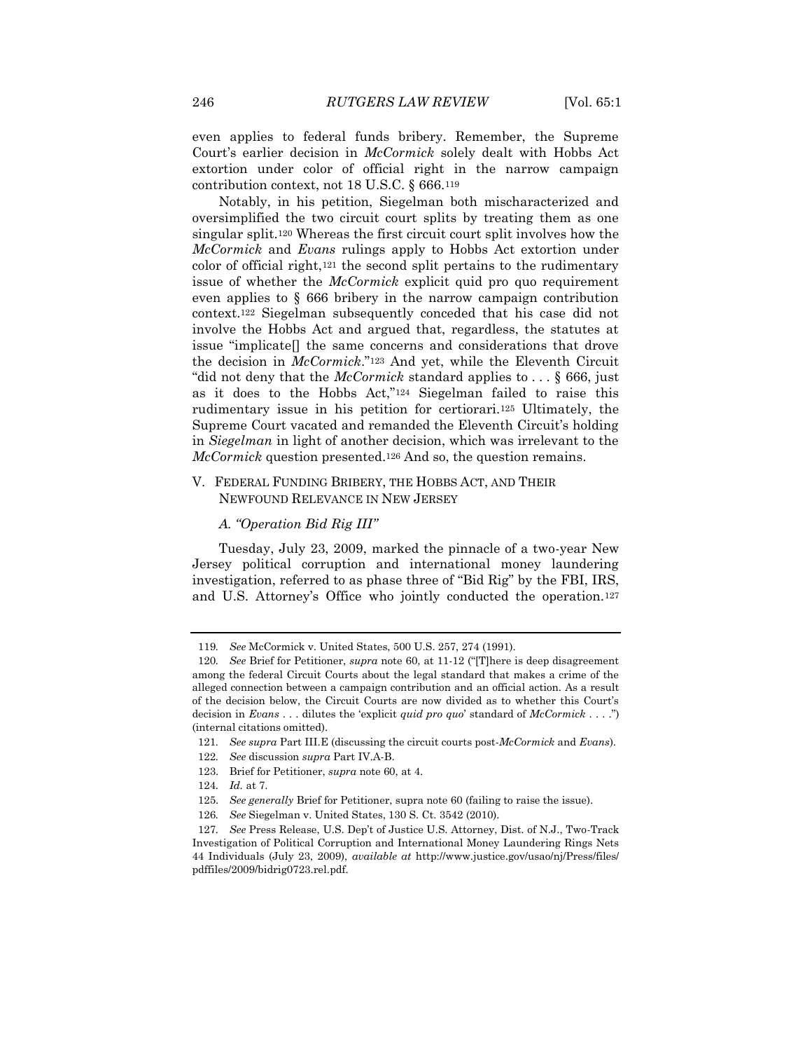even applies to federal funds bribery. Remember, the Supreme Court's earlier decision in *McCormick* solely dealt with Hobbs Act extortion under color of official right in the narrow campaign contribution context, not 18 U.S.C. § 666.[119]

Notably, in his petition, Siegelman both mischaracterized and oversimplified the two circuit court splits by treating them as one singular split.[120] Whereas the first circuit court split involves how the *McCormick* and *Evans* rulings apply to Hobbs Act extortion under color of official right,[121] the second split pertains to the rudimentary issue of whether the *McCormick* explicit quid pro quo requirement even applies to § 666 bribery in the narrow campaign contribution context.[122] Siegelman subsequently conceded that his case did not involve the Hobbs Act and argued that, regardless, the statutes at issue "implicate[] the same concerns and considerations that drove the decision in *McCormick*."[123] And yet, while the Eleventh Circuit "did not deny that the *McCormick* standard applies to . . . § 666, just as it does to the Hobbs Act,"[124] Siegelman failed to raise this rudimentary issue in his petition for certiorari.[125] Ultimately, the Supreme Court vacated and remanded the Eleventh Circuit's holding in *Siegelman* in light of another decision, which was irrelevant to the *McCormick* question presented.[126] And so, the question remains.

## V. FEDERAL FUNDING BRIBERY, THE HOBBS ACT, AND THEIR NEWFOUND RELEVANCE IN NEW JERSEY

### *A. "Operation Bid Rig III"*

Tuesday, July 23, 2009, marked the pinnacle of a two-year New Jersey political corruption and international money laundering investigation, referred to as phase three of "Bid Rig" by the FBI, IRS, and U.S. Attorney's Office who jointly conducted the operation.[127]

---

119. *See* McCormick v. United States, 500 U.S. 257, 274 (1991).

120. *See* Brief for Petitioner, *supra* note 60, at 11-12 ("[T]here is deep disagreement among the federal Circuit Courts about the legal standard that makes a crime of the alleged connection between a campaign contribution and an official action. As a result of the decision below, the Circuit Courts are now divided as to whether this Court's decision in *Evans* . . . dilutes the 'explicit *quid pro quo*' standard of *McCormick* . . . .") (internal citations omitted).

121. *See supra* Part III.E (discussing the circuit courts post-*McCormick* and *Evans*).

122. *See* discussion *supra* Part IV.A-B.

123. Brief for Petitioner, *supra* note 60, at 4.

124. *Id.* at 7.

125. *See generally* Brief for Petitioner, supra note 60 (failing to raise the issue).

126. *See* Siegelman v. United States, 130 S. Ct. 3542 (2010).

127. *See* Press Release, U.S. Dep't of Justice U.S. Attorney, Dist. of N.J., Two-Track Investigation of Political Corruption and International Money Laundering Rings Nets 44 Individuals (July 23, 2009), *available at* http://www.justice.gov/usao/nj/Press/files/pdffiles/2009/bidrig0723.rel.pdf.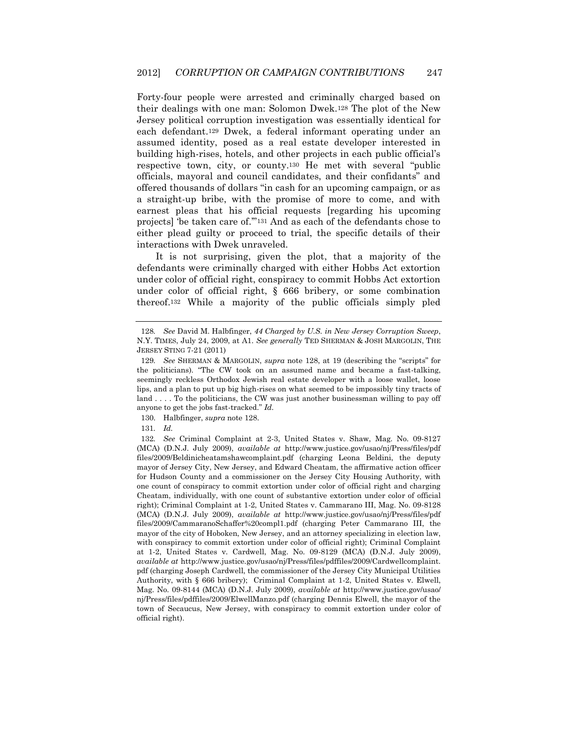Forty-four people were arrested and criminally charged based on their dealings with one man: Solomon Dwek.[128] The plot of the New Jersey political corruption investigation was essentially identical for each defendant.[129] Dwek, a federal informant operating under an assumed identity, posed as a real estate developer interested in building high-rises, hotels, and other projects in each public official's respective town, city, or county.[130] He met with several "public officials, mayoral and council candidates, and their confidants" and offered thousands of dollars "in cash for an upcoming campaign, or as a straight-up bribe, with the promise of more to come, and with earnest pleas that his official requests [regarding his upcoming projects] 'be taken care of.'"[131] And as each of the defendants chose to either plead guilty or proceed to trial, the specific details of their interactions with Dwek unraveled.

It is not surprising, given the plot, that a majority of the defendants were criminally charged with either Hobbs Act extortion under color of official right, conspiracy to commit Hobbs Act extortion under color of official right, § 666 bribery, or some combination thereof.[132] While a majority of the public officials simply pled

---

128. *See* David M. Halbfinger, *44 Charged by U.S. in New Jersey Corruption Sweep*, N.Y. TIMES, July 24, 2009, at A1. *See generally* TED SHERMAN & JOSH MARGOLIN, THE JERSEY STING 7-21 (2011)

129. *See* SHERMAN & MARGOLIN, *supra* note 128, at 19 (describing the "scripts" for the politicians). "The CW took on an assumed name and became a fast-talking, seemingly reckless Orthodox Jewish real estate developer with a loose wallet, loose lips, and a plan to put up big high-rises on what seemed to be impossibly tiny tracts of land . . . . To the politicians, the CW was just another businessman willing to pay off anyone to get the jobs fast-tracked." *Id.*

130. Halbfinger, *supra* note 128.

131. *Id.*

132. *See* Criminal Complaint at 2-3, United States v. Shaw, Mag. No. 09-8127 (MCA) (D.N.J. July 2009), *available at* http://www.justice.gov/usao/nj/Press/files/pdf files/2009/Beldinicheatamshawcomplaint.pdf (charging Leona Beldini, the deputy mayor of Jersey City, New Jersey, and Edward Cheatam, the affirmative action officer for Hudson County and a commissioner on the Jersey City Housing Authority, with one count of conspiracy to commit extortion under color of official right and charging Cheatam, individually, with one count of substantive extortion under color of official right); Criminal Complaint at 1-2, United States v. Cammarano III, Mag. No. 09-8128 (MCA) (D.N.J. July 2009), *available at* http://www.justice.gov/usao/nj/Press/files/pdf files/2009/CammaranoSchaffer%20compl1.pdf (charging Peter Cammarano III, the mayor of the city of Hoboken, New Jersey, and an attorney specializing in election law, with conspiracy to commit extortion under color of official right); Criminal Complaint at 1-2, United States v. Cardwell, Mag. No. 09-8129 (MCA) (D.N.J. July 2009), *available at* http://www.justice.gov/usao/nj/Press/files/pdffiles/2009/Cardwellcomplaint.pdf (charging Joseph Cardwell, the commissioner of the Jersey City Municipal Utilities Authority, with § 666 bribery); Criminal Complaint at 1-2, United States v. Elwell, Mag. No. 09-8144 (MCA) (D.N.J. July 2009), *available at* http://www.justice.gov/usao/nj/Press/files/pdffiles/2009/ElwellManzo.pdf (charging Dennis Elwell, the mayor of the town of Secaucus, New Jersey, with conspiracy to commit extortion under color of official right).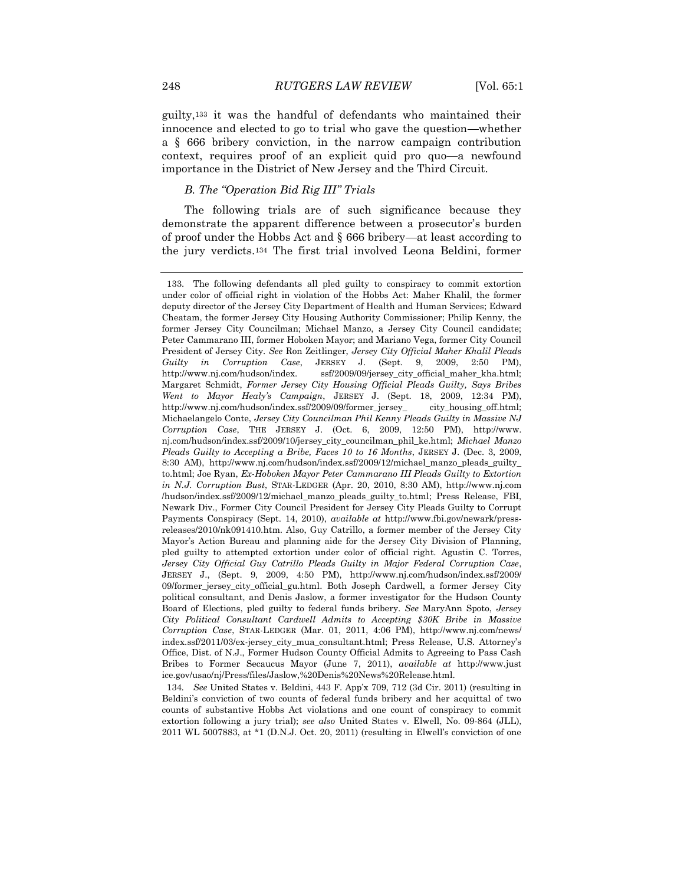guilty,[133] it was the handful of defendants who maintained their innocence and elected to go to trial who gave the question—whether a § 666 bribery conviction, in the narrow campaign contribution context, requires proof of an explicit quid pro quo—a newfound importance in the District of New Jersey and the Third Circuit.

### *B. The "Operation Bid Rig III" Trials*

The following trials are of such significance because they demonstrate the apparent difference between a prosecutor's burden of proof under the Hobbs Act and § 666 bribery—at least according to the jury verdicts.[134] The first trial involved Leona Beldini, former

---

133. The following defendants all pled guilty to conspiracy to commit extortion under color of official right in violation of the Hobbs Act: Maher Khalil, the former deputy director of the Jersey City Department of Health and Human Services; Edward Cheatam, the former Jersey City Housing Authority Commissioner; Philip Kenny, the former Jersey City Councilman; Michael Manzo, a Jersey City Council candidate; Peter Cammarano III, former Hoboken Mayor; and Mariano Vega, former City Council President of Jersey City. *See* Ron Zeitlinger, *Jersey City Official Maher Khalil Pleads Guilty in Corruption Case*, JERSEY J. (Sept. 9, 2009, 2:50 PM), http://www.nj.com/hudson/index. ssf/2009/09/jersey_city_official_maher_kha.html; Margaret Schmidt, *Former Jersey City Housing Official Pleads Guilty, Says Bribes Went to Mayor Healy's Campaign*, JERSEY J. (Sept. 18, 2009, 12:34 PM), http://www.nj.com/hudson/index.ssf/2009/09/former_jersey_ city_housing_off.html; Michaelangelo Conte, *Jersey City Councilman Phil Kenny Pleads Guilty in Massive NJ Corruption Case*, THE JERSEY J. (Oct. 6, 2009, 12:50 PM), http://www. nj.com/hudson/index.ssf/2009/10/jersey_city_councilman_phil_ke.html; *Michael Manzo Pleads Guilty to Accepting a Bribe, Faces 10 to 16 Months*, JERSEY J. (Dec. 3, 2009, 8:30 AM), http://www.nj.com/hudson/index.ssf/2009/12/michael_manzo_pleads_guilty_ to.html; Joe Ryan, *Ex-Hoboken Mayor Peter Cammarano III Pleads Guilty to Extortion in N.J. Corruption Bust*, STAR-LEDGER (Apr. 20, 2010, 8:30 AM), http://www.nj.com /hudson/index.ssf/2009/12/michael_manzo_pleads_guilty_to.html; Press Release, FBI, Newark Div., Former City Council President for Jersey City Pleads Guilty to Corrupt Payments Conspiracy (Sept. 14, 2010), *available at* http://www.fbi.gov/newark/press-releases/2010/nk091410.htm. Also, Guy Catrillo, a former member of the Jersey City Mayor's Action Bureau and planning aide for the Jersey City Division of Planning, pled guilty to attempted extortion under color of official right. Agustin C. Torres, *Jersey City Official Guy Catrillo Pleads Guilty in Major Federal Corruption Case*, JERSEY J., (Sept. 9, 2009, 4:50 PM), http://www.nj.com/hudson/index.ssf/2009/ 09/former_jersey_city_official_gu.html. Both Joseph Cardwell, a former Jersey City political consultant, and Denis Jaslow, a former investigator for the Hudson County Board of Elections, pled guilty to federal funds bribery. *See* MaryAnn Spoto, *Jersey City Political Consultant Cardwell Admits to Accepting $30K Bribe in Massive Corruption Case*, STAR-LEDGER (Mar. 01, 2011, 4:06 PM), http://www.nj.com/news/ index.ssf/2011/03/ex-jersey_city_mua_consultant.html; Press Release, U.S. Attorney's Office, Dist. of N.J., Former Hudson County Official Admits to Agreeing to Pass Cash Bribes to Former Secaucus Mayor (June 7, 2011), *available at* http://www.just ice.gov/usao/nj/Press/files/Jaslow,%20Denis%20News%20Release.html.

134. *See* United States v. Beldini, 443 F. App'x 709, 712 (3d Cir. 2011) (resulting in Beldini's conviction of two counts of federal funds bribery and her acquittal of two counts of substantive Hobbs Act violations and one count of conspiracy to commit extortion following a jury trial); *see also* United States v. Elwell, No. 09-864 (JLL), 2011 WL 5007883, at *1 (D.N.J. Oct. 20, 2011) (resulting in Elwell's conviction of one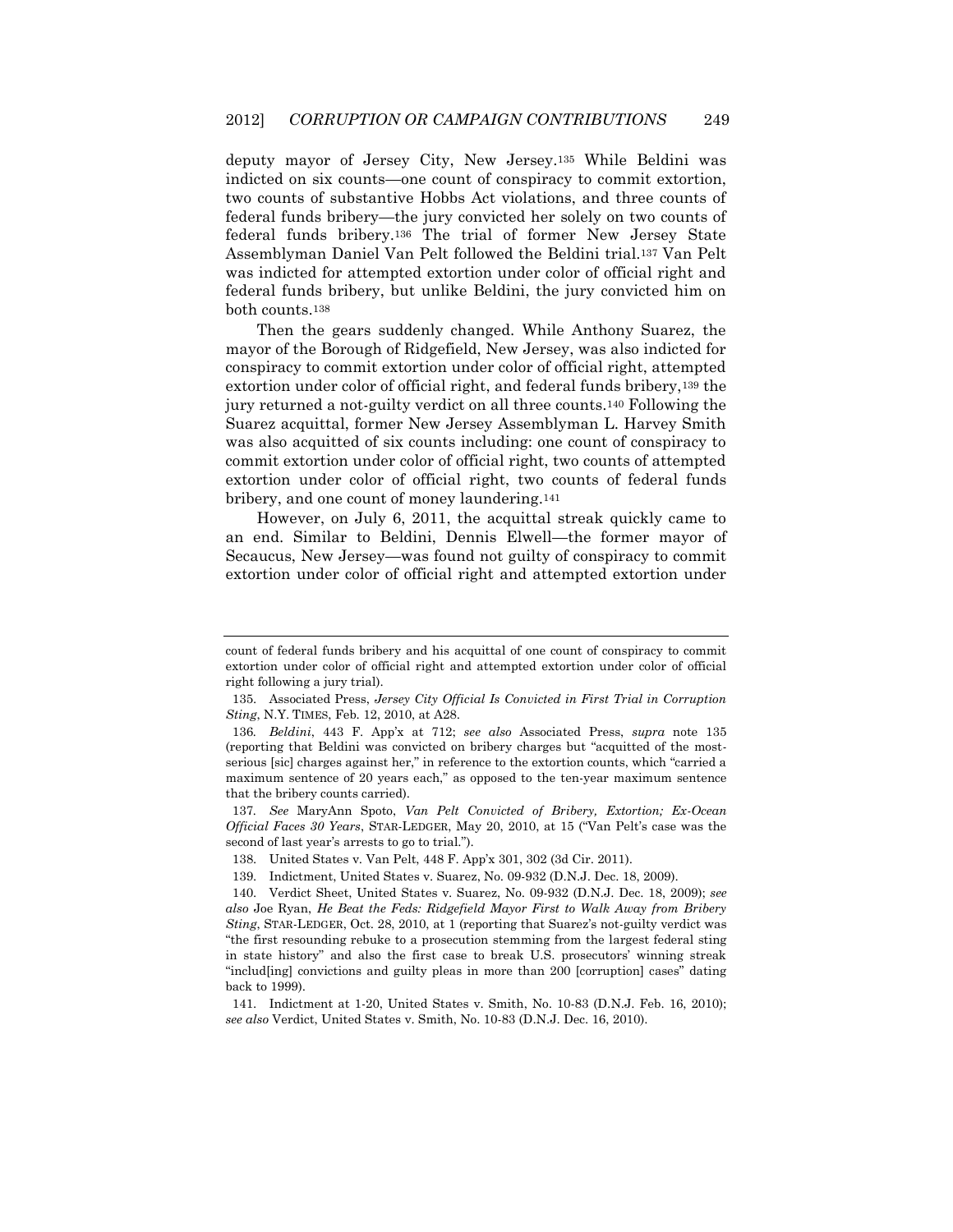deputy mayor of Jersey City, New Jersey.[135] While Beldini was indicted on six counts—one count of conspiracy to commit extortion, two counts of substantive Hobbs Act violations, and three counts of federal funds bribery—the jury convicted her solely on two counts of federal funds bribery.[136] The trial of former New Jersey State Assemblyman Daniel Van Pelt followed the Beldini trial.[137] Van Pelt was indicted for attempted extortion under color of official right and federal funds bribery, but unlike Beldini, the jury convicted him on both counts.[138]

Then the gears suddenly changed. While Anthony Suarez, the mayor of the Borough of Ridgefield, New Jersey, was also indicted for conspiracy to commit extortion under color of official right, attempted extortion under color of official right, and federal funds bribery,[139] the jury returned a not-guilty verdict on all three counts.[140] Following the Suarez acquittal, former New Jersey Assemblyman L. Harvey Smith was also acquitted of six counts including: one count of conspiracy to commit extortion under color of official right, two counts of attempted extortion under color of official right, two counts of federal funds bribery, and one count of money laundering.[141]

However, on July 6, 2011, the acquittal streak quickly came to an end. Similar to Beldini, Dennis Elwell—the former mayor of Secaucus, New Jersey—was found not guilty of conspiracy to commit extortion under color of official right and attempted extortion under

---

count of federal funds bribery and his acquittal of one count of conspiracy to commit extortion under color of official right and attempted extortion under color of official right following a jury trial).

135. Associated Press, *Jersey City Official Is Convicted in First Trial in Corruption Sting*, N.Y. TIMES, Feb. 12, 2010, at A28.

136. *Beldini*, 443 F. App'x at 712; *see also* Associated Press, *supra* note 135 (reporting that Beldini was convicted on bribery charges but "acquitted of the most-serious [sic] charges against her," in reference to the extortion counts, which "carried a maximum sentence of 20 years each," as opposed to the ten-year maximum sentence that the bribery counts carried).

137. *See* MaryAnn Spoto, *Van Pelt Convicted of Bribery, Extortion; Ex-Ocean Official Faces 30 Years*, STAR-LEDGER, May 20, 2010, at 15 ("Van Pelt's case was the second of last year's arrests to go to trial.").

138. United States v. Van Pelt, 448 F. App'x 301, 302 (3d Cir. 2011).

139. Indictment, United States v. Suarez, No. 09-932 (D.N.J. Dec. 18, 2009).

140. Verdict Sheet, United States v. Suarez, No. 09-932 (D.N.J. Dec. 18, 2009); *see also* Joe Ryan, *He Beat the Feds: Ridgefield Mayor First to Walk Away from Bribery Sting*, STAR-LEDGER, Oct. 28, 2010, at 1 (reporting that Suarez's not-guilty verdict was "the first resounding rebuke to a prosecution stemming from the largest federal sting in state history" and also the first case to break U.S. prosecutors' winning streak "includ[ing] convictions and guilty pleas in more than 200 [corruption] cases" dating back to 1999).

141. Indictment at 1-20, United States v. Smith, No. 10-83 (D.N.J. Feb. 16, 2010); *see also* Verdict, United States v. Smith, No. 10-83 (D.N.J. Dec. 16, 2010).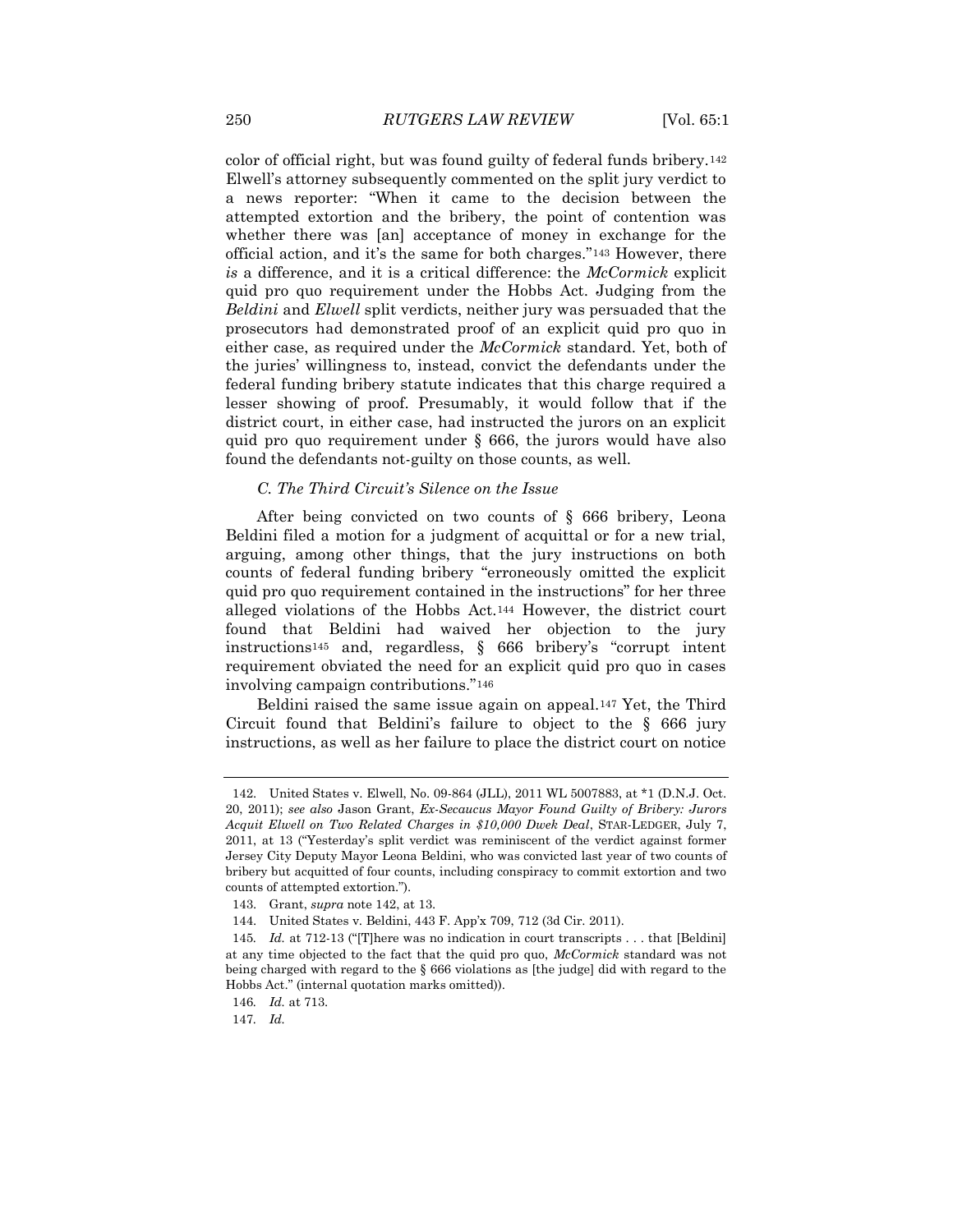color of official right, but was found guilty of federal funds bribery.[142] Elwell's attorney subsequently commented on the split jury verdict to a news reporter: "When it came to the decision between the attempted extortion and the bribery, the point of contention was whether there was [an] acceptance of money in exchange for the official action, and it's the same for both charges."[143] However, there *is* a difference, and it is a critical difference: the *McCormick* explicit quid pro quo requirement under the Hobbs Act. Judging from the *Beldini* and *Elwell* split verdicts, neither jury was persuaded that the prosecutors had demonstrated proof of an explicit quid pro quo in either case, as required under the *McCormick* standard. Yet, both of the juries' willingness to, instead, convict the defendants under the federal funding bribery statute indicates that this charge required a lesser showing of proof. Presumably, it would follow that if the district court, in either case, had instructed the jurors on an explicit quid pro quo requirement under § 666, the jurors would have also found the defendants not-guilty on those counts, as well.

### *C. The Third Circuit's Silence on the Issue*

After being convicted on two counts of § 666 bribery, Leona Beldini filed a motion for a judgment of acquittal or for a new trial, arguing, among other things, that the jury instructions on both counts of federal funding bribery "erroneously omitted the explicit quid pro quo requirement contained in the instructions" for her three alleged violations of the Hobbs Act.[144] However, the district court found that Beldini had waived her objection to the jury instructions[145] and, regardless, § 666 bribery's "corrupt intent requirement obviated the need for an explicit quid pro quo in cases involving campaign contributions."[146]

Beldini raised the same issue again on appeal.[147] Yet, the Third Circuit found that Beldini's failure to object to the § 666 jury instructions, as well as her failure to place the district court on notice

---

142. United States v. Elwell, No. 09-864 (JLL), 2011 WL 5007883, at *1 (D.N.J. Oct. 20, 2011); *see also* Jason Grant, *Ex-Secaucus Mayor Found Guilty of Bribery: Jurors Acquit Elwell on Two Related Charges in $10,000 Dwek Deal*, STAR-LEDGER, July 7, 2011, at 13 ("Yesterday's split verdict was reminiscent of the verdict against former Jersey City Deputy Mayor Leona Beldini, who was convicted last year of two counts of bribery but acquitted of four counts, including conspiracy to commit extortion and two counts of attempted extortion.").

143. Grant, *supra* note 142, at 13.

144. United States v. Beldini, 443 F. App'x 709, 712 (3d Cir. 2011).

145. *Id.* at 712-13 ("[T]here was no indication in court transcripts . . . that [Beldini] at any time objected to the fact that the quid pro quo, *McCormick* standard was not being charged with regard to the § 666 violations as [the judge] did with regard to the Hobbs Act." (internal quotation marks omitted)).

146. *Id.* at 713.

147. *Id.*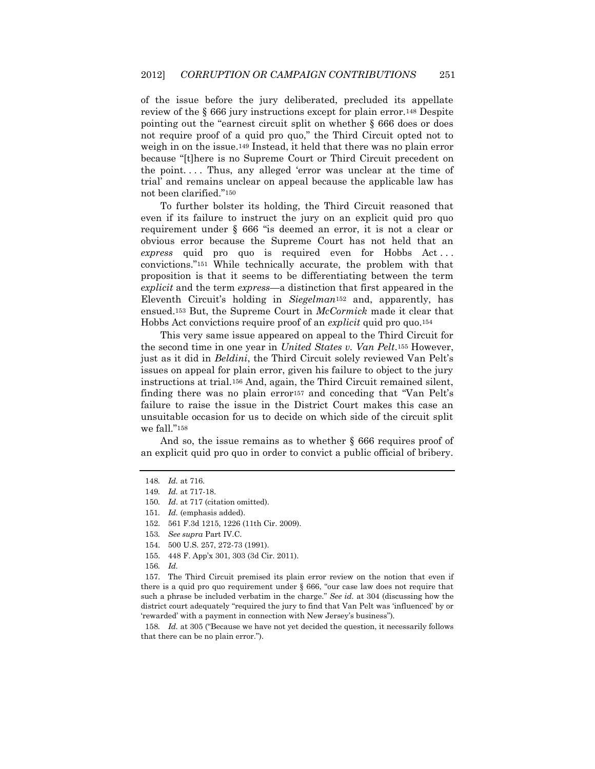of the issue before the jury deliberated, precluded its appellate review of the § 666 jury instructions except for plain error.[148] Despite pointing out the "earnest circuit split on whether § 666 does or does not require proof of a quid pro quo," the Third Circuit opted not to weigh in on the issue.[149] Instead, it held that there was no plain error because "[t]here is no Supreme Court or Third Circuit precedent on the point. . . . Thus, any alleged 'error was unclear at the time of trial' and remains unclear on appeal because the applicable law has not been clarified."[150]

To further bolster its holding, the Third Circuit reasoned that even if its failure to instruct the jury on an explicit quid pro quo requirement under § 666 "is deemed an error, it is not a clear or obvious error because the Supreme Court has not held that an *express* quid pro quo is required even for Hobbs Act . . . convictions."[151] While technically accurate, the problem with that proposition is that it seems to be differentiating between the term *explicit* and the term *express*—a distinction that first appeared in the Eleventh Circuit's holding in *Siegelman*[152] and, apparently, has ensued.[153] But, the Supreme Court in *McCormick* made it clear that Hobbs Act convictions require proof of an *explicit* quid pro quo.[154]

This very same issue appeared on appeal to the Third Circuit for the second time in one year in *United States v. Van Pelt*.[155] However, just as it did in *Beldini*, the Third Circuit solely reviewed Van Pelt's issues on appeal for plain error, given his failure to object to the jury instructions at trial.[156] And, again, the Third Circuit remained silent, finding there was no plain error[157] and conceding that "Van Pelt's failure to raise the issue in the District Court makes this case an unsuitable occasion for us to decide on which side of the circuit split we fall."[158]

And so, the issue remains as to whether § 666 requires proof of an explicit quid pro quo in order to convict a public official of bribery.

---

148. *Id.* at 716.

149. *Id.* at 717-18.

150. *Id*. at 717 (citation omitted).

151. *Id.* (emphasis added).

152. 561 F.3d 1215, 1226 (11th Cir. 2009).

153. *See supra* Part IV.C.

154. 500 U.S. 257, 272-73 (1991).

155. 448 F. App'x 301, 303 (3d Cir. 2011).

156. *Id.*

157. The Third Circuit premised its plain error review on the notion that even if there is a quid pro quo requirement under § 666, "our case law does not require that such a phrase be included verbatim in the charge." *See id*. at 304 (discussing how the district court adequately "required the jury to find that Van Pelt was 'influenced' by or 'rewarded' with a payment in connection with New Jersey's business").

158. *Id.* at 305 ("Because we have not yet decided the question, it necessarily follows that there can be no plain error.").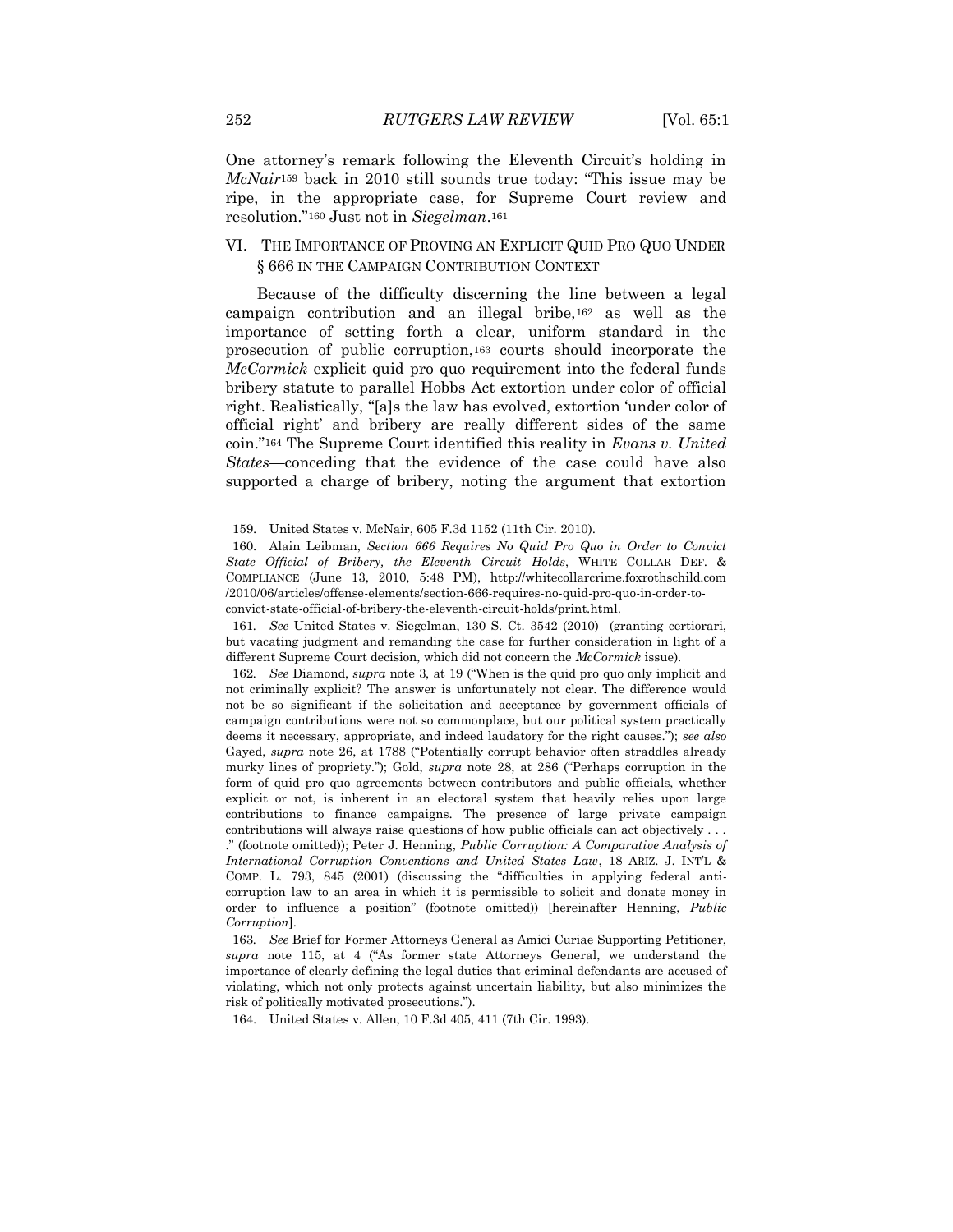One attorney's remark following the Eleventh Circuit's holding in *McNair*[159] back in 2010 still sounds true today: "This issue may be ripe, in the appropriate case, for Supreme Court review and resolution."[160] Just not in *Siegelman*.[161]

## VI. THE IMPORTANCE OF PROVING AN EXPLICIT QUID PRO QUO UNDER § 666 IN THE CAMPAIGN CONTRIBUTION CONTEXT

Because of the difficulty discerning the line between a legal campaign contribution and an illegal bribe,[162] as well as the importance of setting forth a clear, uniform standard in the prosecution of public corruption,[163] courts should incorporate the *McCormick* explicit quid pro quo requirement into the federal funds bribery statute to parallel Hobbs Act extortion under color of official right. Realistically, "[a]s the law has evolved, extortion 'under color of official right' and bribery are really different sides of the same coin."[164] The Supreme Court identified this reality in *Evans v. United States*—conceding that the evidence of the case could have also supported a charge of bribery, noting the argument that extortion

---

159. United States v. McNair, 605 F.3d 1152 (11th Cir. 2010).

160. Alain Leibman, *Section 666 Requires No Quid Pro Quo in Order to Convict State Official of Bribery, the Eleventh Circuit Holds*, WHITE COLLAR DEF. & COMPLIANCE (June 13, 2010, 5:48 PM), http://whitecollarcrime.foxrothschild.com/2010/06/articles/offense-elements/section-666-requires-no-quid-pro-quo-in-order-to-convict-state-official-of-bribery-the-eleventh-circuit-holds/print.html.

161. *See* United States v. Siegelman, 130 S. Ct. 3542 (2010) (granting certiorari, but vacating judgment and remanding the case for further consideration in light of a different Supreme Court decision, which did not concern the *McCormick* issue).

162. *See* Diamond, *supra* note 3, at 19 ("When is the quid pro quo only implicit and not criminally explicit? The answer is unfortunately not clear. The difference would not be so significant if the solicitation and acceptance by government officials of campaign contributions were not so commonplace, but our political system practically deems it necessary, appropriate, and indeed laudatory for the right causes."); *see also* Gayed, *supra* note 26, at 1788 ("Potentially corrupt behavior often straddles already murky lines of propriety."); Gold, *supra* note 28, at 286 ("Perhaps corruption in the form of quid pro quo agreements between contributors and public officials, whether explicit or not, is inherent in an electoral system that heavily relies upon large contributions to finance campaigns. The presence of large private campaign contributions will always raise questions of how public officials can act objectively . . . ." (footnote omitted)); Peter J. Henning, *Public Corruption: A Comparative Analysis of International Corruption Conventions and United States Law*, 18 ARIZ. J. INT'L & COMP. L. 793, 845 (2001) (discussing the "difficulties in applying federal anti-corruption law to an area in which it is permissible to solicit and donate money in order to influence a position" (footnote omitted)) [hereinafter Henning, *Public Corruption*].

163. *See* Brief for Former Attorneys General as Amici Curiae Supporting Petitioner, *supra* note 115, at 4 ("As former state Attorneys General, we understand the importance of clearly defining the legal duties that criminal defendants are accused of violating, which not only protects against uncertain liability, but also minimizes the risk of politically motivated prosecutions.").

164. United States v. Allen, 10 F.3d 405, 411 (7th Cir. 1993).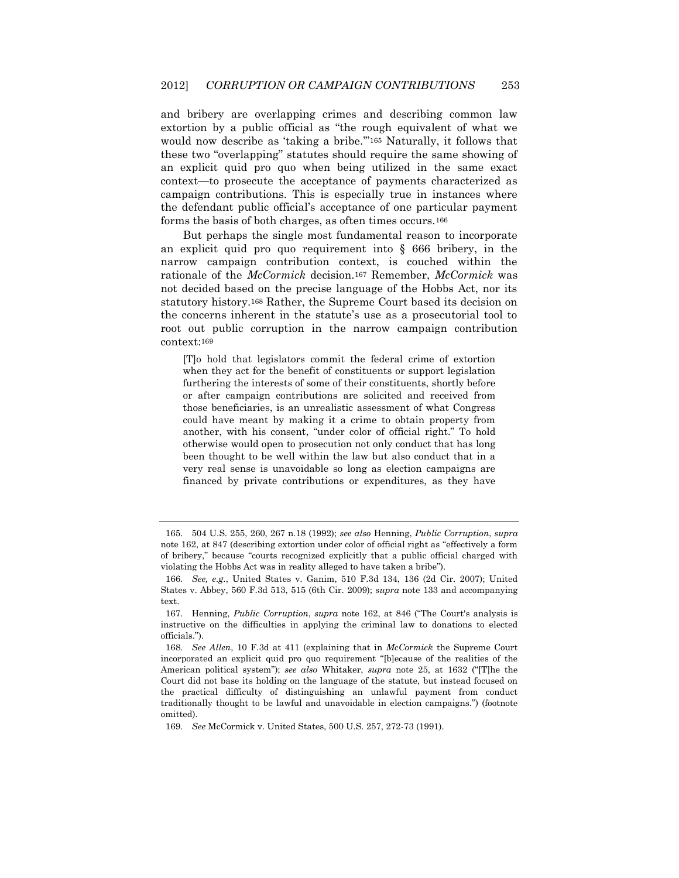and bribery are overlapping crimes and describing common law extortion by a public official as "the rough equivalent of what we would now describe as 'taking a bribe.'"[165] Naturally, it follows that these two "overlapping" statutes should require the same showing of an explicit quid pro quo when being utilized in the same exact context—to prosecute the acceptance of payments characterized as campaign contributions. This is especially true in instances where the defendant public official's acceptance of one particular payment forms the basis of both charges, as often times occurs.[166]

But perhaps the single most fundamental reason to incorporate an explicit quid pro quo requirement into § 666 bribery, in the narrow campaign contribution context, is couched within the rationale of the *McCormick* decision.[167] Remember, *McCormick* was not decided based on the precise language of the Hobbs Act, nor its statutory history.[168] Rather, the Supreme Court based its decision on the concerns inherent in the statute's use as a prosecutorial tool to root out public corruption in the narrow campaign contribution context:[169]

> [T]o hold that legislators commit the federal crime of extortion when they act for the benefit of constituents or support legislation furthering the interests of some of their constituents, shortly before or after campaign contributions are solicited and received from those beneficiaries, is an unrealistic assessment of what Congress could have meant by making it a crime to obtain property from another, with his consent, "under color of official right." To hold otherwise would open to prosecution not only conduct that has long been thought to be well within the law but also conduct that in a very real sense is unavoidable so long as election campaigns are financed by private contributions or expenditures, as they have

---

165. 504 U.S. 255, 260, 267 n.18 (1992); *see also* Henning, *Public Corruption*, *supra* note 162, at 847 (describing extortion under color of official right as "effectively a form of bribery," because "courts recognized explicitly that a public official charged with violating the Hobbs Act was in reality alleged to have taken a bribe").

166. *See, e.g.*, United States v. Ganim, 510 F.3d 134, 136 (2d Cir. 2007); United States v. Abbey, 560 F.3d 513, 515 (6th Cir. 2009); *supra* note 133 and accompanying text.

167. Henning, *Public Corruption*, *supra* note 162, at 846 ("The Court's analysis is instructive on the difficulties in applying the criminal law to donations to elected officials.").

168. *See Allen*, 10 F.3d at 411 (explaining that in *McCormick* the Supreme Court incorporated an explicit quid pro quo requirement "[b]ecause of the realities of the American political system"); *see also* Whitaker, *supra* note 25, at 1632 ("[T]he the Court did not base its holding on the language of the statute, but instead focused on the practical difficulty of distinguishing an unlawful payment from conduct traditionally thought to be lawful and unavoidable in election campaigns.") (footnote omitted).

169. *See* McCormick v. United States, 500 U.S. 257, 272-73 (1991).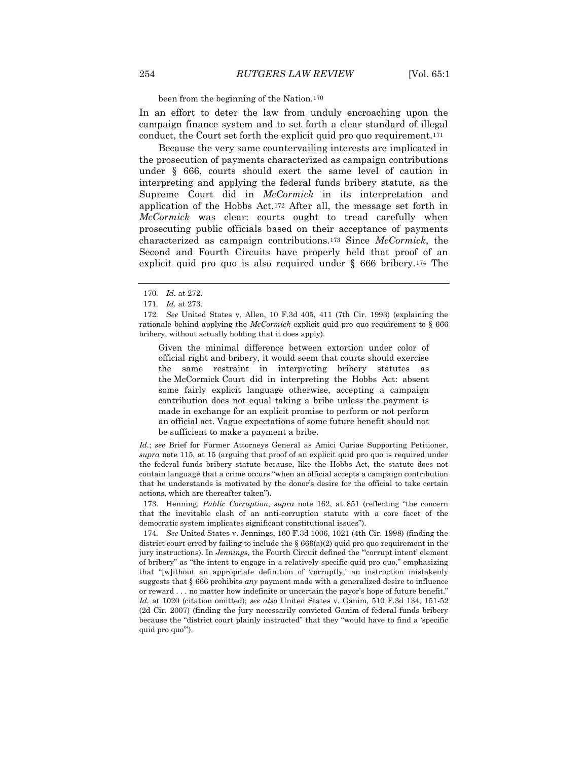been from the beginning of the Nation.[170]

In an effort to deter the law from unduly encroaching upon the campaign finance system and to set forth a clear standard of illegal conduct, the Court set forth the explicit quid pro quo requirement.[171]

Because the very same countervailing interests are implicated in the prosecution of payments characterized as campaign contributions under § 666, courts should exert the same level of caution in interpreting and applying the federal funds bribery statute, as the Supreme Court did in *McCormick* in its interpretation and application of the Hobbs Act.[172] After all, the message set forth in *McCormick* was clear: courts ought to tread carefully when prosecuting public officials based on their acceptance of payments characterized as campaign contributions.[173] Since *McCormick*, the Second and Fourth Circuits have properly held that proof of an explicit quid pro quo is also required under § 666 bribery.[174] The

---

170. *Id*. at 272.

171. *Id.* at 273.

172. *See* United States v. Allen, 10 F.3d 405, 411 (7th Cir. 1993) (explaining the rationale behind applying the *McCormick* explicit quid pro quo requirement to § 666 bribery, without actually holding that it does apply).

> Given the minimal difference between extortion under color of official right and bribery, it would seem that courts should exercise the same restraint in interpreting bribery statutes as the McCormick Court did in interpreting the Hobbs Act: absent some fairly explicit language otherwise, accepting a campaign contribution does not equal taking a bribe unless the payment is made in exchange for an explicit promise to perform or not perform an official act. Vague expectations of some future benefit should not be sufficient to make a payment a bribe.

*Id.*; *see* Brief for Former Attorneys General as Amici Curiae Supporting Petitioner, *supra* note 115, at 15 (arguing that proof of an explicit quid pro quo is required under the federal funds bribery statute because, like the Hobbs Act, the statute does not contain language that a crime occurs "when an official accepts a campaign contribution that he understands is motivated by the donor's desire for the official to take certain actions, which are thereafter taken").

173. Henning, *Public Corruption*, *supra* note 162, at 851 (reflecting "the concern that the inevitable clash of an anti-corruption statute with a core facet of the democratic system implicates significant constitutional issues").

174. *See* United States v. Jennings, 160 F.3d 1006, 1021 (4th Cir. 1998) (finding the district court erred by failing to include the § 666(a)(2) quid pro quo requirement in the jury instructions). In *Jennings*, the Fourth Circuit defined the "'corrupt intent' element of bribery" as "the intent to engage in a relatively specific quid pro quo," emphasizing that "[w]ithout an appropriate definition of 'corruptly,' an instruction mistakenly suggests that § 666 prohibits *any* payment made with a generalized desire to influence or reward . . . no matter how indefinite or uncertain the payor's hope of future benefit." *Id.* at 1020 (citation omitted); *see also* United States v. Ganim, 510 F.3d 134, 151-52 (2d Cir. 2007) (finding the jury necessarily convicted Ganim of federal funds bribery because the "district court plainly instructed" that they "would have to find a 'specific quid pro quo'").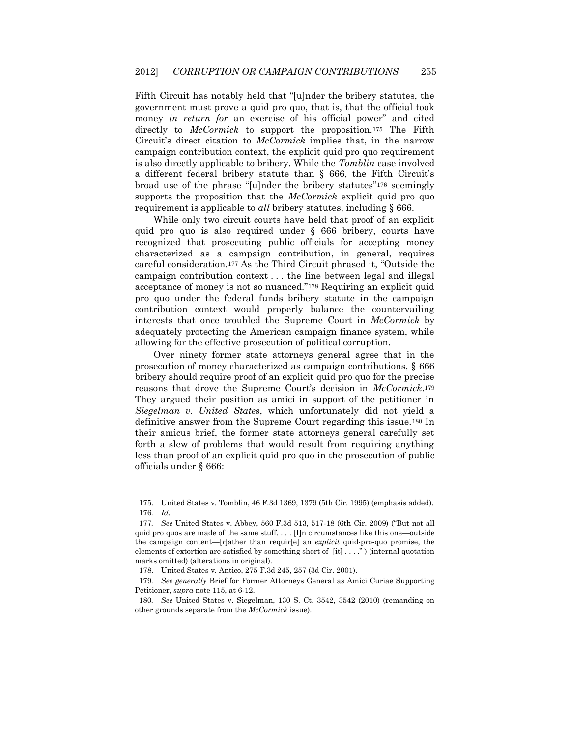Fifth Circuit has notably held that "[u]nder the bribery statutes, the government must prove a quid pro quo, that is, that the official took money *in return for* an exercise of his official power" and cited directly to *McCormick* to support the proposition.[175] The Fifth Circuit's direct citation to *McCormick* implies that, in the narrow campaign contribution context, the explicit quid pro quo requirement is also directly applicable to bribery. While the *Tomblin* case involved a different federal bribery statute than § 666, the Fifth Circuit's broad use of the phrase "[u]nder the bribery statutes"[176] seemingly supports the proposition that the *McCormick* explicit quid pro quo requirement is applicable to *all* bribery statutes, including § 666.

While only two circuit courts have held that proof of an explicit quid pro quo is also required under § 666 bribery, courts have recognized that prosecuting public officials for accepting money characterized as a campaign contribution, in general, requires careful consideration.[177] As the Third Circuit phrased it, "Outside the campaign contribution context . . . the line between legal and illegal acceptance of money is not so nuanced."[178] Requiring an explicit quid pro quo under the federal funds bribery statute in the campaign contribution context would properly balance the countervailing interests that once troubled the Supreme Court in *McCormick* by adequately protecting the American campaign finance system, while allowing for the effective prosecution of political corruption.

Over ninety former state attorneys general agree that in the prosecution of money characterized as campaign contributions, § 666 bribery should require proof of an explicit quid pro quo for the precise reasons that drove the Supreme Court's decision in *McCormick*.[179] They argued their position as amici in support of the petitioner in *Siegelman v. United States*, which unfortunately did not yield a definitive answer from the Supreme Court regarding this issue.[180] In their amicus brief, the former state attorneys general carefully set forth a slew of problems that would result from requiring anything less than proof of an explicit quid pro quo in the prosecution of public officials under § 666:

---

175. United States v. Tomblin, 46 F.3d 1369, 1379 (5th Cir. 1995) (emphasis added).

176. *Id.*

177. *See* United States v. Abbey, 560 F.3d 513, 517-18 (6th Cir. 2009) ("But not all quid pro quos are made of the same stuff. . . . [I]n circumstances like this one—outside the campaign content—[r]ather than requir[e] an *explicit* quid-pro-quo promise, the elements of extortion are satisfied by something short of [it] . . . ." ) (internal quotation marks omitted) (alterations in original).

178. United States v. Antico, 275 F.3d 245, 257 (3d Cir. 2001).

179. *See generally* Brief for Former Attorneys General as Amici Curiae Supporting Petitioner, *supra* note 115, at 6-12.

180. *See* United States v. Siegelman, 130 S. Ct. 3542, 3542 (2010) (remanding on other grounds separate from the *McCormick* issue).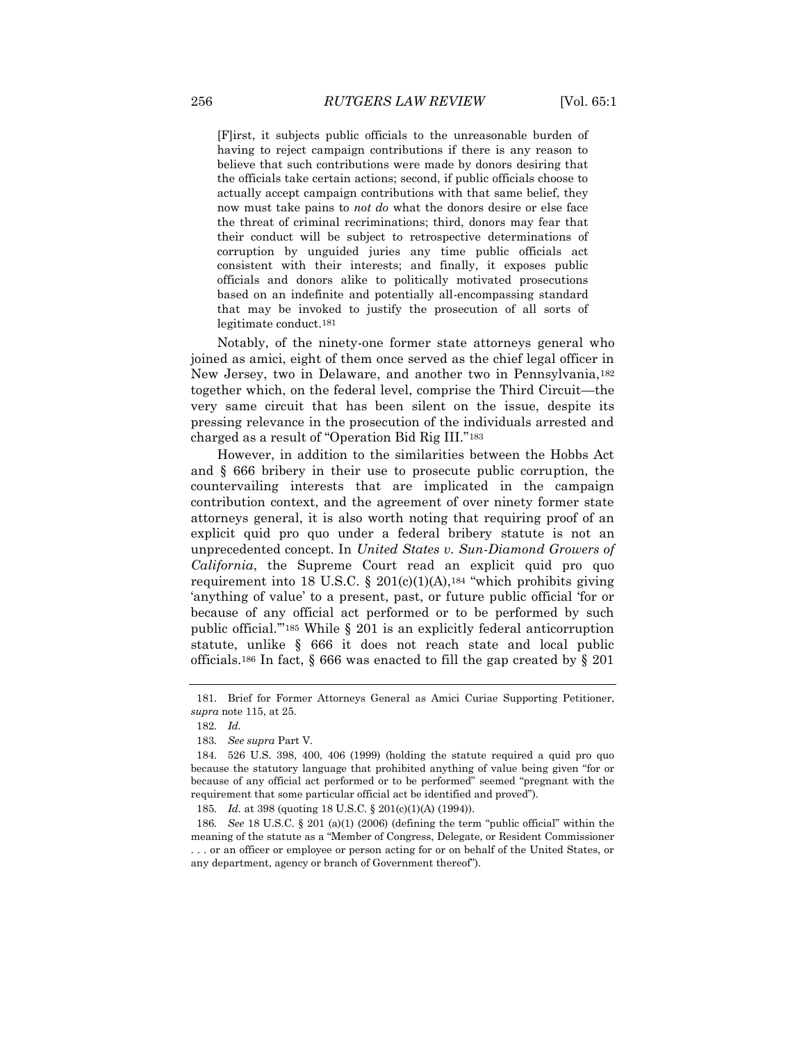> [F]irst, it subjects public officials to the unreasonable burden of having to reject campaign contributions if there is any reason to believe that such contributions were made by donors desiring that the officials take certain actions; second, if public officials choose to actually accept campaign contributions with that same belief, they now must take pains to *not do* what the donors desire or else face the threat of criminal recriminations; third, donors may fear that their conduct will be subject to retrospective determinations of corruption by unguided juries any time public officials act consistent with their interests; and finally, it exposes public officials and donors alike to politically motivated prosecutions based on an indefinite and potentially all-encompassing standard that may be invoked to justify the prosecution of all sorts of legitimate conduct.[181]

Notably, of the ninety-one former state attorneys general who joined as amici, eight of them once served as the chief legal officer in New Jersey, two in Delaware, and another two in Pennsylvania,[182] together which, on the federal level, comprise the Third Circuit—the very same circuit that has been silent on the issue, despite its pressing relevance in the prosecution of the individuals arrested and charged as a result of "Operation Bid Rig III."[183]

However, in addition to the similarities between the Hobbs Act and § 666 bribery in their use to prosecute public corruption, the countervailing interests that are implicated in the campaign contribution context, and the agreement of over ninety former state attorneys general, it is also worth noting that requiring proof of an explicit quid pro quo under a federal bribery statute is not an unprecedented concept. In *United States v. Sun-Diamond Growers of California*, the Supreme Court read an explicit quid pro quo requirement into 18 U.S.C. § 201(c)(1)(A),[184] "which prohibits giving 'anything of value' to a present, past, or future public official 'for or because of any official act performed or to be performed by such public official.'"[185] While § 201 is an explicitly federal anticorruption statute, unlike § 666 it does not reach state and local public officials.[186] In fact, § 666 was enacted to fill the gap created by § 201

---

181. Brief for Former Attorneys General as Amici Curiae Supporting Petitioner, *supra* note 115, at 25.

182. *Id.*

183. *See supra* Part V.

184. 526 U.S. 398, 400, 406 (1999) (holding the statute required a quid pro quo because the statutory language that prohibited anything of value being given "for or because of any official act performed or to be performed" seemed "pregnant with the requirement that some particular official act be identified and proved").

185. *Id.* at 398 (quoting 18 U.S.C. § 201(c)(1)(A) (1994)).

186. *See* 18 U.S.C. § 201 (a)(1) (2006) (defining the term "public official" within the meaning of the statute as a "Member of Congress, Delegate, or Resident Commissioner . . . or an officer or employee or person acting for or on behalf of the United States, or any department, agency or branch of Government thereof").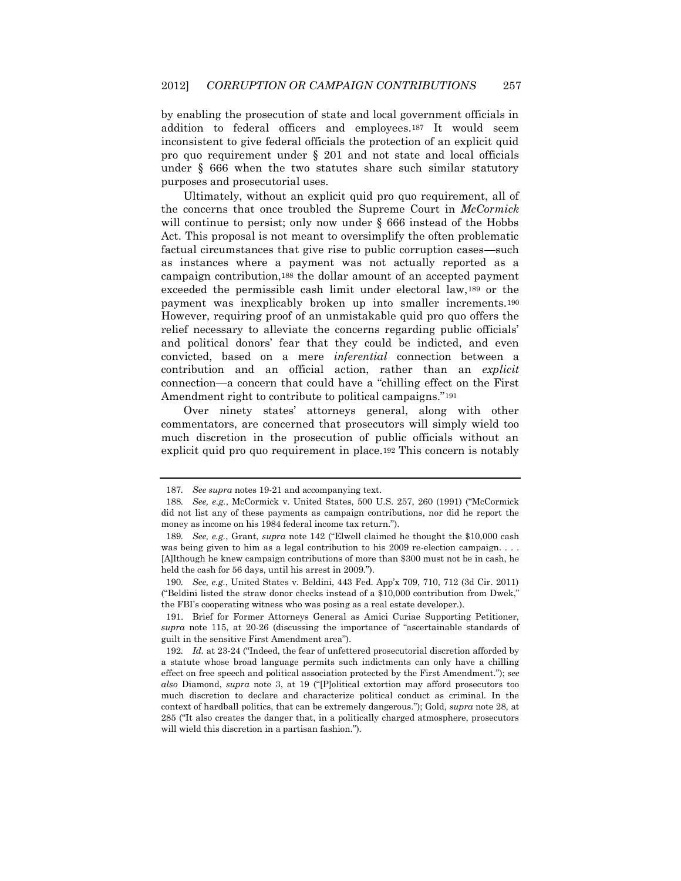by enabling the prosecution of state and local government officials in addition to federal officers and employees.[187] It would seem inconsistent to give federal officials the protection of an explicit quid pro quo requirement under § 201 and not state and local officials under § 666 when the two statutes share such similar statutory purposes and prosecutorial uses.

Ultimately, without an explicit quid pro quo requirement, all of the concerns that once troubled the Supreme Court in *McCormick* will continue to persist; only now under § 666 instead of the Hobbs Act. This proposal is not meant to oversimplify the often problematic factual circumstances that give rise to public corruption cases—such as instances where a payment was not actually reported as a campaign contribution,[188] the dollar amount of an accepted payment exceeded the permissible cash limit under electoral law,[189] or the payment was inexplicably broken up into smaller increments.[190] However, requiring proof of an unmistakable quid pro quo offers the relief necessary to alleviate the concerns regarding public officials' and political donors' fear that they could be indicted, and even convicted, based on a mere *inferential* connection between a contribution and an official action, rather than an *explicit* connection—a concern that could have a "chilling effect on the First Amendment right to contribute to political campaigns."[191]

Over ninety states' attorneys general, along with other commentators, are concerned that prosecutors will simply wield too much discretion in the prosecution of public officials without an explicit quid pro quo requirement in place.[192] This concern is notably

---

187. *See supra* notes 19-21 and accompanying text.

188. *See, e.g.*, McCormick v. United States, 500 U.S. 257, 260 (1991) ("McCormick did not list any of these payments as campaign contributions, nor did he report the money as income on his 1984 federal income tax return.").

189. *See, e.g.*, Grant, *supra* note 142 ("Elwell claimed he thought the $10,000 cash was being given to him as a legal contribution to his 2009 re-election campaign. . . . [A]lthough he knew campaign contributions of more than $300 must not be in cash, he held the cash for 56 days, until his arrest in 2009.").

190. *See, e.g.*, United States v. Beldini, 443 Fed. App'x 709, 710, 712 (3d Cir. 2011) ("Beldini listed the straw donor checks instead of a $10,000 contribution from Dwek," the FBI's cooperating witness who was posing as a real estate developer.).

191. Brief for Former Attorneys General as Amici Curiae Supporting Petitioner, *supra* note 115, at 20-26 (discussing the importance of "ascertainable standards of guilt in the sensitive First Amendment area").

192. *Id.* at 23-24 ("Indeed, the fear of unfettered prosecutorial discretion afforded by a statute whose broad language permits such indictments can only have a chilling effect on free speech and political association protected by the First Amendment."); *see also* Diamond, *supra* note 3, at 19 ("[P]olitical extortion may afford prosecutors too much discretion to declare and characterize political conduct as criminal. In the context of hardball politics, that can be extremely dangerous."); Gold, *supra* note 28, at 285 ("It also creates the danger that, in a politically charged atmosphere, prosecutors will wield this discretion in a partisan fashion.").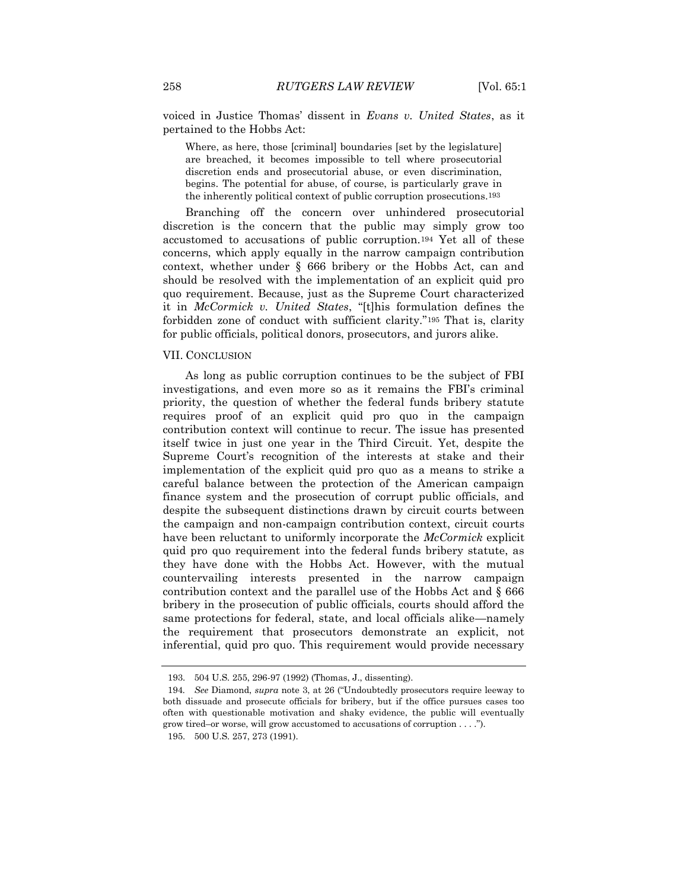voiced in Justice Thomas' dissent in *Evans v. United States*, as it pertained to the Hobbs Act:

> Where, as here, those [criminal] boundaries [set by the legislature] are breached, it becomes impossible to tell where prosecutorial discretion ends and prosecutorial abuse, or even discrimination, begins. The potential for abuse, of course, is particularly grave in the inherently political context of public corruption prosecutions.[193]

Branching off the concern over unhindered prosecutorial discretion is the concern that the public may simply grow too accustomed to accusations of public corruption.[194] Yet all of these concerns, which apply equally in the narrow campaign contribution context, whether under § 666 bribery or the Hobbs Act, can and should be resolved with the implementation of an explicit quid pro quo requirement. Because, just as the Supreme Court characterized it in *McCormick v. United States*, "[t]his formulation defines the forbidden zone of conduct with sufficient clarity."[195] That is, clarity for public officials, political donors, prosecutors, and jurors alike.

## VII. CONCLUSION

As long as public corruption continues to be the subject of FBI investigations, and even more so as it remains the FBI's criminal priority, the question of whether the federal funds bribery statute requires proof of an explicit quid pro quo in the campaign contribution context will continue to recur. The issue has presented itself twice in just one year in the Third Circuit. Yet, despite the Supreme Court's recognition of the interests at stake and their implementation of the explicit quid pro quo as a means to strike a careful balance between the protection of the American campaign finance system and the prosecution of corrupt public officials, and despite the subsequent distinctions drawn by circuit courts between the campaign and non-campaign contribution context, circuit courts have been reluctant to uniformly incorporate the *McCormick* explicit quid pro quo requirement into the federal funds bribery statute, as they have done with the Hobbs Act. However, with the mutual countervailing interests presented in the narrow campaign contribution context and the parallel use of the Hobbs Act and § 666 bribery in the prosecution of public officials, courts should afford the same protections for federal, state, and local officials alike—namely the requirement that prosecutors demonstrate an explicit, not inferential, quid pro quo. This requirement would provide necessary

---

193. 504 U.S. 255, 296-97 (1992) (Thomas, J., dissenting).

194. *See* Diamond, *supra* note 3, at 26 ("Undoubtedly prosecutors require leeway to both dissuade and prosecute officials for bribery, but if the office pursues cases too often with questionable motivation and shaky evidence, the public will eventually grow tired–or worse, will grow accustomed to accusations of corruption . . . .").

195. 500 U.S. 257, 273 (1991).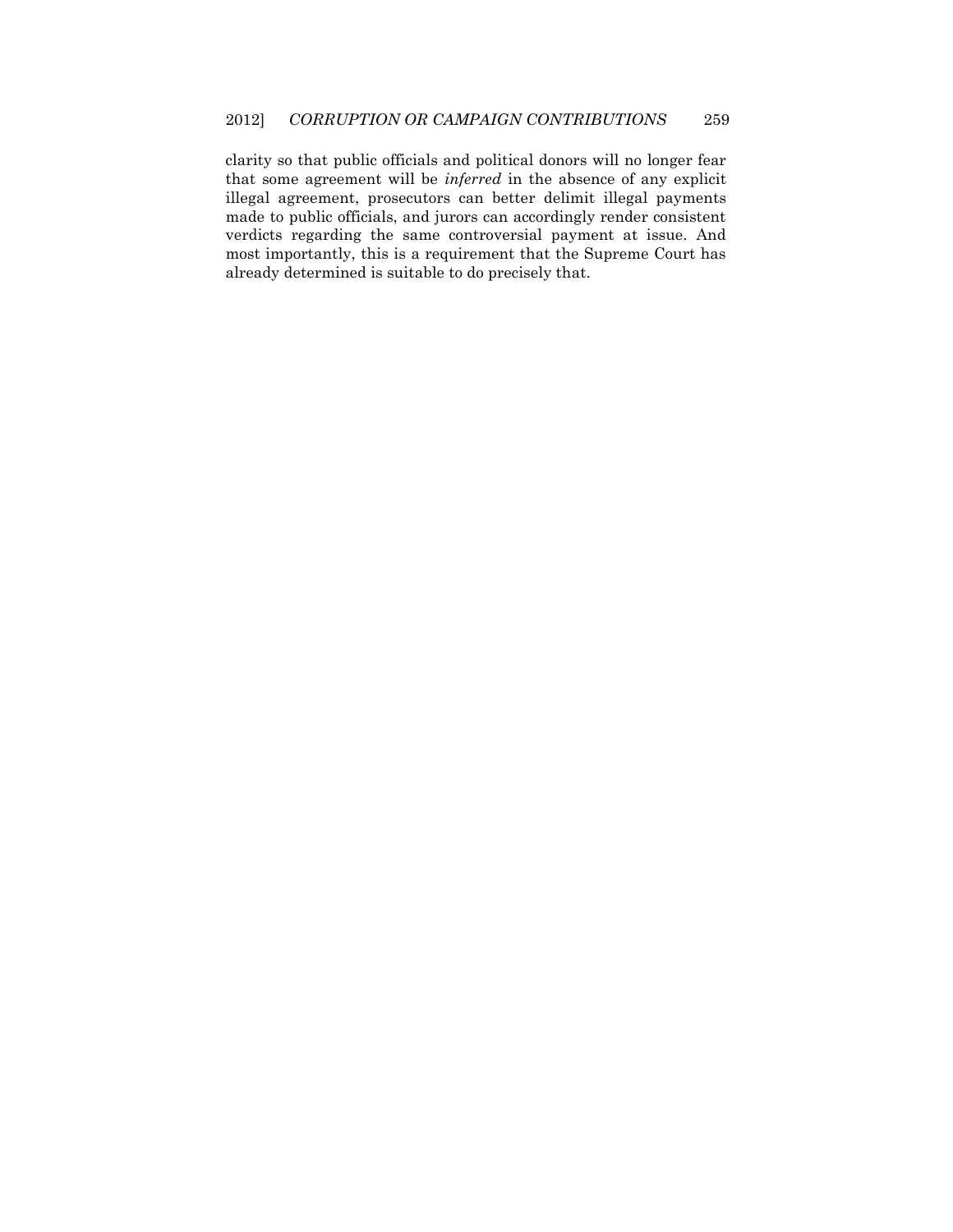clarity so that public officials and political donors will no longer fear that some agreement will be *inferred* in the absence of any explicit illegal agreement, prosecutors can better delimit illegal payments made to public officials, and jurors can accordingly render consistent verdicts regarding the same controversial payment at issue. And most importantly, this is a requirement that the Supreme Court has already determined is suitable to do precisely that.